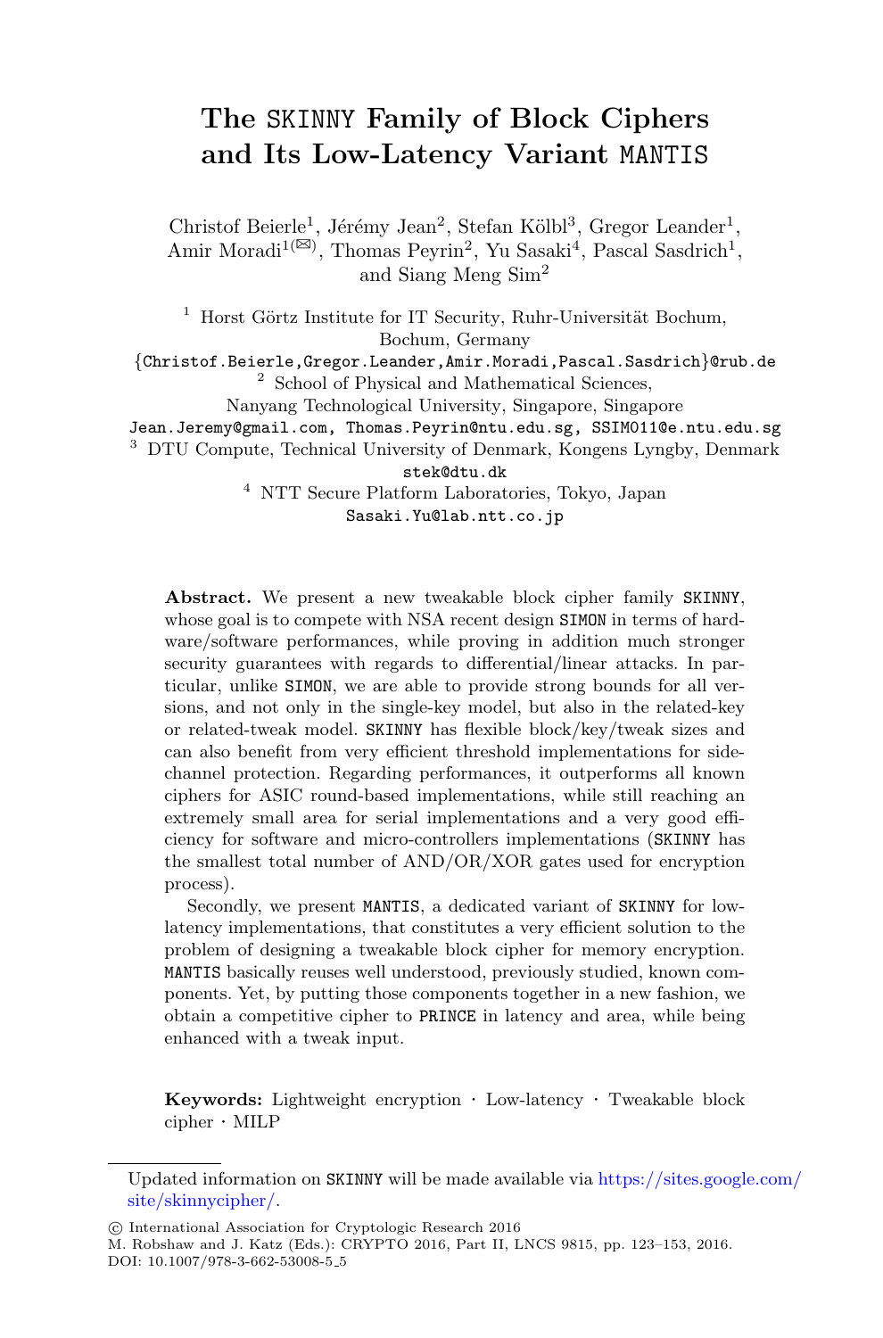# The SKINNY Family of Block Ciphers and Its Low-Latency Variant MANTIS

Christof Beierle[1], Jérémy Jean[2], Stefan Kölbl[3], Gregor Leander[1], Amir Moradi[1](✉), Thomas Peyrin[2], Yu Sasaki[4], Pascal Sasdrich[1], and Siang Meng Sim[2]

[1] Horst Görtz Institute for IT Security, Ruhr-Universität Bochum, Bochum, Germany
{Christof.Beierle,Gregor.Leander,Amir.Moradi,Pascal.Sasdrich}@rub.de

[2] School of Physical and Mathematical Sciences, Nanyang Technological University, Singapore, Singapore
Jean.Jeremy@gmail.com, Thomas.Peyrin@ntu.edu.sg, SSIM011@e.ntu.edu.sg

[3] DTU Compute, Technical University of Denmark, Kongens Lyngby, Denmark
stek@dtu.dk

[4] NTT Secure Platform Laboratories, Tokyo, Japan
Sasaki.Yu@lab.ntt.co.jp

**Abstract.** We present a new tweakable block cipher family SKINNY, whose goal is to compete with NSA recent design SIMON in terms of hardware/software performances, while proving in addition much stronger security guarantees with regards to differential/linear attacks. In particular, unlike SIMON, we are able to provide strong bounds for all versions, and not only in the single-key model, but also in the related-key or related-tweak model. SKINNY has flexible block/key/tweak sizes and can also benefit from very efficient threshold implementations for side-channel protection. Regarding performances, it outperforms all known ciphers for ASIC round-based implementations, while still reaching an extremely small area for serial implementations and a very good efficiency for software and micro-controllers implementations (SKINNY has the smallest total number of AND/OR/XOR gates used for encryption process).

Secondly, we present MANTIS, a dedicated variant of SKINNY for low-latency implementations, that constitutes a very efficient solution to the problem of designing a tweakable block cipher for memory encryption. MANTIS basically reuses well understood, previously studied, known components. Yet, by putting those components together in a new fashion, we obtain a competitive cipher to PRINCE in latency and area, while being enhanced with a tweak input.

**Keywords:** Lightweight encryption · Low-latency · Tweakable block cipher · MILP

---

Updated information on SKINNY will be made available via https://sites.google.com/site/skinnycipher/.

© International Association for Cryptologic Research 2016
M. Robshaw and J. Katz (Eds.): CRYPTO 2016, Part II, LNCS 9815, pp. 123–153, 2016.
DOI: 10.1007/978-3-662-53008-5_5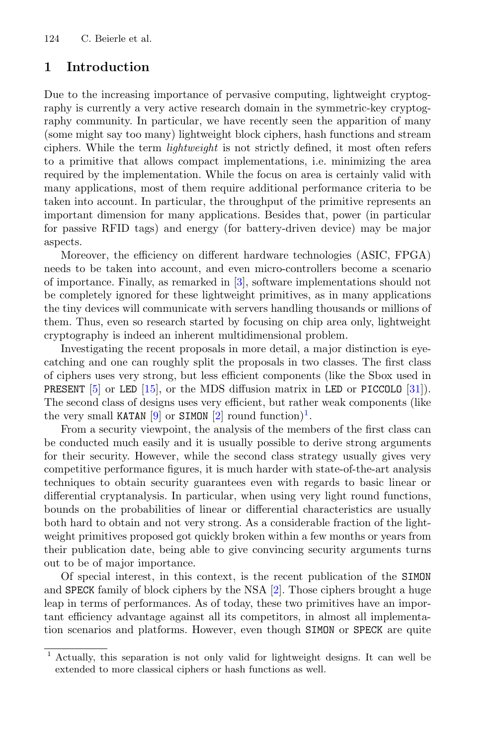## 1 Introduction

Due to the increasing importance of pervasive computing, lightweight cryptography is currently a very active research domain in the symmetric-key cryptography community. In particular, we have recently seen the apparition of many (some might say too many) lightweight block ciphers, hash functions and stream ciphers. While the term *lightweight* is not strictly defined, it most often refers to a primitive that allows compact implementations, i.e. minimizing the area required by the implementation. While the focus on area is certainly valid with many applications, most of them require additional performance criteria to be taken into account. In particular, the throughput of the primitive represents an important dimension for many applications. Besides that, power (in particular for passive RFID tags) and energy (for battery-driven device) may be major aspects.

Moreover, the efficiency on different hardware technologies (ASIC, FPGA) needs to be taken into account, and even micro-controllers become a scenario of importance. Finally, as remarked in [3], software implementations should not be completely ignored for these lightweight primitives, as in many applications the tiny devices will communicate with servers handling thousands or millions of them. Thus, even so research started by focusing on chip area only, lightweight cryptography is indeed an inherent multidimensional problem.

Investigating the recent proposals in more detail, a major distinction is eye-catching and one can roughly split the proposals in two classes. The first class of ciphers uses very strong, but less efficient components (like the Sbox used in `PRESENT` [5] or `LED` [15], or the MDS diffusion matrix in `LED` or `PICCOLO` [31]). The second class of designs uses very efficient, but rather weak components (like the very small `KATAN` [9] or `SIMON` [2] round function)[1].

From a security viewpoint, the analysis of the members of the first class can be conducted much easily and it is usually possible to derive strong arguments for their security. However, while the second class strategy usually gives very competitive performance figures, it is much harder with state-of-the-art analysis techniques to obtain security guarantees even with regards to basic linear or differential cryptanalysis. In particular, when using very light round functions, bounds on the probabilities of linear or differential characteristics are usually both hard to obtain and not very strong. As a considerable fraction of the lightweight primitives proposed got quickly broken within a few months or years from their publication date, being able to give convincing security arguments turns out to be of major importance.

Of special interest, in this context, is the recent publication of the `SIMON` and `SPECK` family of block ciphers by the NSA [2]. Those ciphers brought a huge leap in terms of performances. As of today, these two primitives have an important efficiency advantage against all its competitors, in almost all implementation scenarios and platforms. However, even though `SIMON` or `SPECK` are quite

[1] Actually, this separation is not only valid for lightweight designs. It can well be extended to more classical ciphers or hash functions as well.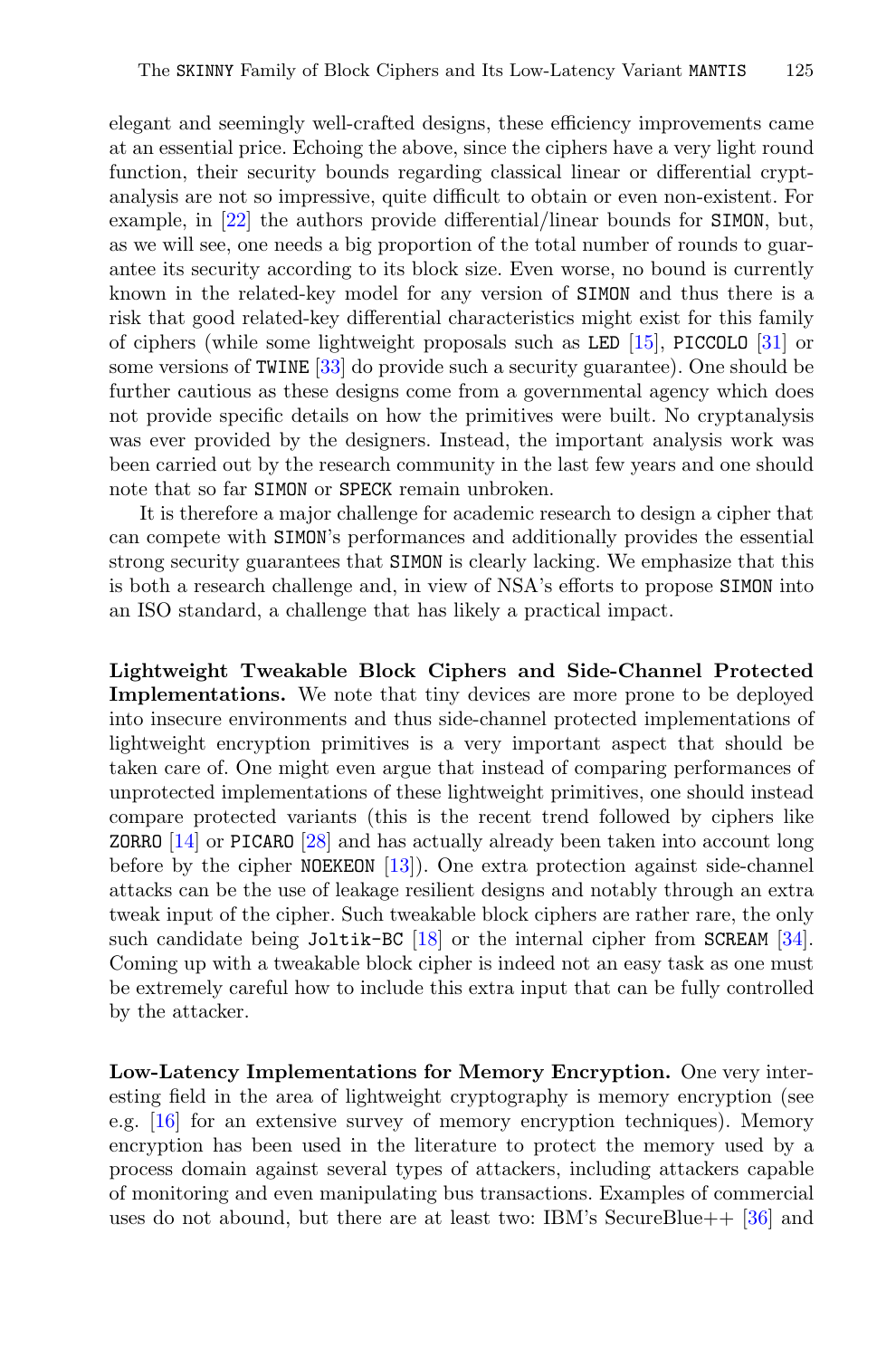elegant and seemingly well-crafted designs, these efficiency improvements came at an essential price. Echoing the above, since the ciphers have a very light round function, their security bounds regarding classical linear or differential cryptanalysis are not so impressive, quite difficult to obtain or even non-existent. For example, in [22] the authors provide differential/linear bounds for SIMON, but, as we will see, one needs a big proportion of the total number of rounds to guarantee its security according to its block size. Even worse, no bound is currently known in the related-key model for any version of SIMON and thus there is a risk that good related-key differential characteristics might exist for this family of ciphers (while some lightweight proposals such as LED [15], PICCOLO [31] or some versions of TWINE [33] do provide such a security guarantee). One should be further cautious as these designs come from a governmental agency which does not provide specific details on how the primitives were built. No cryptanalysis was ever provided by the designers. Instead, the important analysis work was been carried out by the research community in the last few years and one should note that so far SIMON or SPECK remain unbroken.

It is therefore a major challenge for academic research to design a cipher that can compete with SIMON's performances and additionally provides the essential strong security guarantees that SIMON is clearly lacking. We emphasize that this is both a research challenge and, in view of NSA's efforts to propose SIMON into an ISO standard, a challenge that has likely a practical impact.

**Lightweight Tweakable Block Ciphers and Side-Channel Protected Implementations.** We note that tiny devices are more prone to be deployed into insecure environments and thus side-channel protected implementations of lightweight encryption primitives is a very important aspect that should be taken care of. One might even argue that instead of comparing performances of unprotected implementations of these lightweight primitives, one should instead compare protected variants (this is the recent trend followed by ciphers like ZORRO [14] or PICARO [28] and has actually already been taken into account long before by the cipher NOEKEON [13]). One extra protection against side-channel attacks can be the use of leakage resilient designs and notably through an extra tweak input of the cipher. Such tweakable block ciphers are rather rare, the only such candidate being Joltik-BC [18] or the internal cipher from SCREAM [34]. Coming up with a tweakable block cipher is indeed not an easy task as one must be extremely careful how to include this extra input that can be fully controlled by the attacker.

**Low-Latency Implementations for Memory Encryption.** One very interesting field in the area of lightweight cryptography is memory encryption (see e.g. [16] for an extensive survey of memory encryption techniques). Memory encryption has been used in the literature to protect the memory used by a process domain against several types of attackers, including attackers capable of monitoring and even manipulating bus transactions. Examples of commercial uses do not abound, but there are at least two: IBM's SecureBlue++ [36] and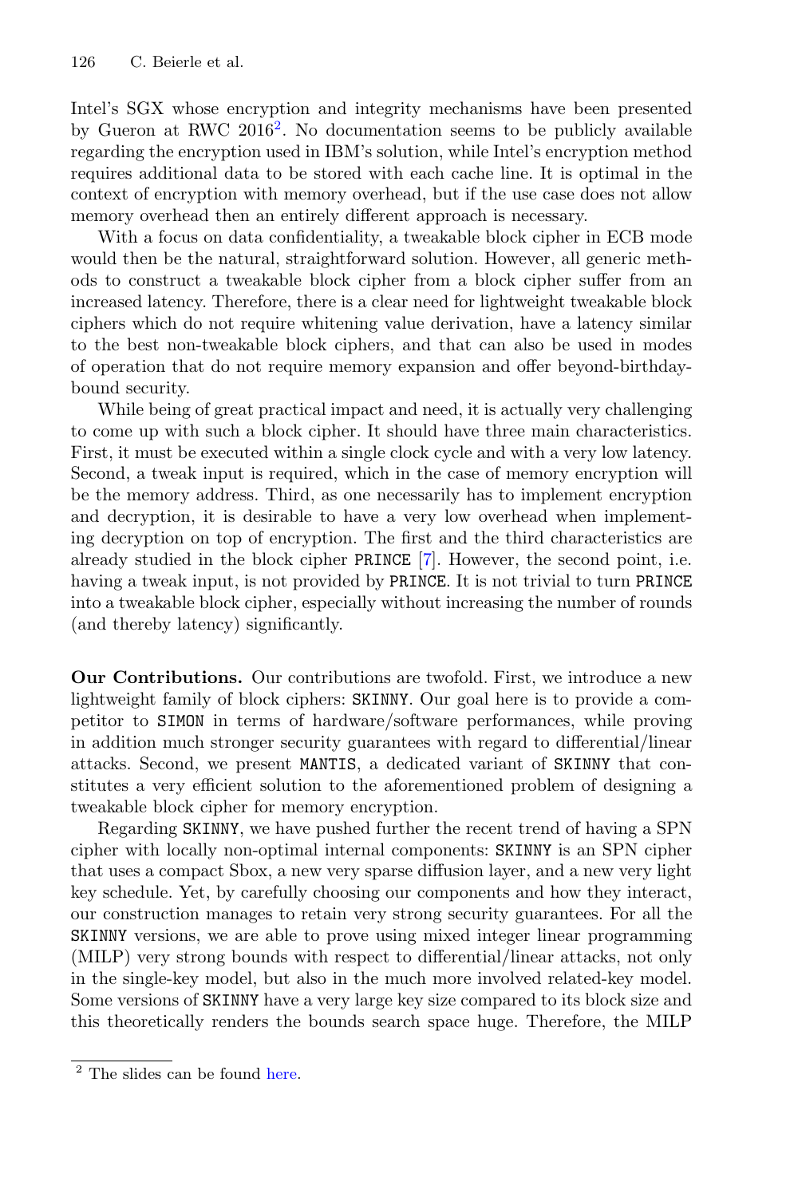Intel's SGX whose encryption and integrity mechanisms have been presented by Gueron at RWC 2016[2]. No documentation seems to be publicly available regarding the encryption used in IBM's solution, while Intel's encryption method requires additional data to be stored with each cache line. It is optimal in the context of encryption with memory overhead, but if the use case does not allow memory overhead then an entirely different approach is necessary.

With a focus on data confidentiality, a tweakable block cipher in ECB mode would then be the natural, straightforward solution. However, all generic methods to construct a tweakable block cipher from a block cipher suffer from an increased latency. Therefore, there is a clear need for lightweight tweakable block ciphers which do not require whitening value derivation, have a latency similar to the best non-tweakable block ciphers, and that can also be used in modes of operation that do not require memory expansion and offer beyond-birthday-bound security.

While being of great practical impact and need, it is actually very challenging to come up with such a block cipher. It should have three main characteristics. First, it must be executed within a single clock cycle and with a very low latency. Second, a tweak input is required, which in the case of memory encryption will be the memory address. Third, as one necessarily has to implement encryption and decryption, it is desirable to have a very low overhead when implementing decryption on top of encryption. The first and the third characteristics are already studied in the block cipher `PRINCE` [7]. However, the second point, i.e. having a tweak input, is not provided by `PRINCE`. It is not trivial to turn `PRINCE` into a tweakable block cipher, especially without increasing the number of rounds (and thereby latency) significantly.

**Our Contributions.** Our contributions are twofold. First, we introduce a new lightweight family of block ciphers: `SKINNY`. Our goal here is to provide a competitor to `SIMON` in terms of hardware/software performances, while proving in addition much stronger security guarantees with regard to differential/linear attacks. Second, we present `MANTIS`, a dedicated variant of `SKINNY` that constitutes a very efficient solution to the aforementioned problem of designing a tweakable block cipher for memory encryption.

Regarding `SKINNY`, we have pushed further the recent trend of having a SPN cipher with locally non-optimal internal components: `SKINNY` is an SPN cipher that uses a compact Sbox, a new very sparse diffusion layer, and a new very light key schedule. Yet, by carefully choosing our components and how they interact, our construction manages to retain very strong security guarantees. For all the `SKINNY` versions, we are able to prove using mixed integer linear programming (MILP) very strong bounds with respect to differential/linear attacks, not only in the single-key model, but also in the much more involved related-key model. Some versions of `SKINNY` have a very large key size compared to its block size and this theoretically renders the bounds search space huge. Therefore, the MILP

[2] The slides can be found here.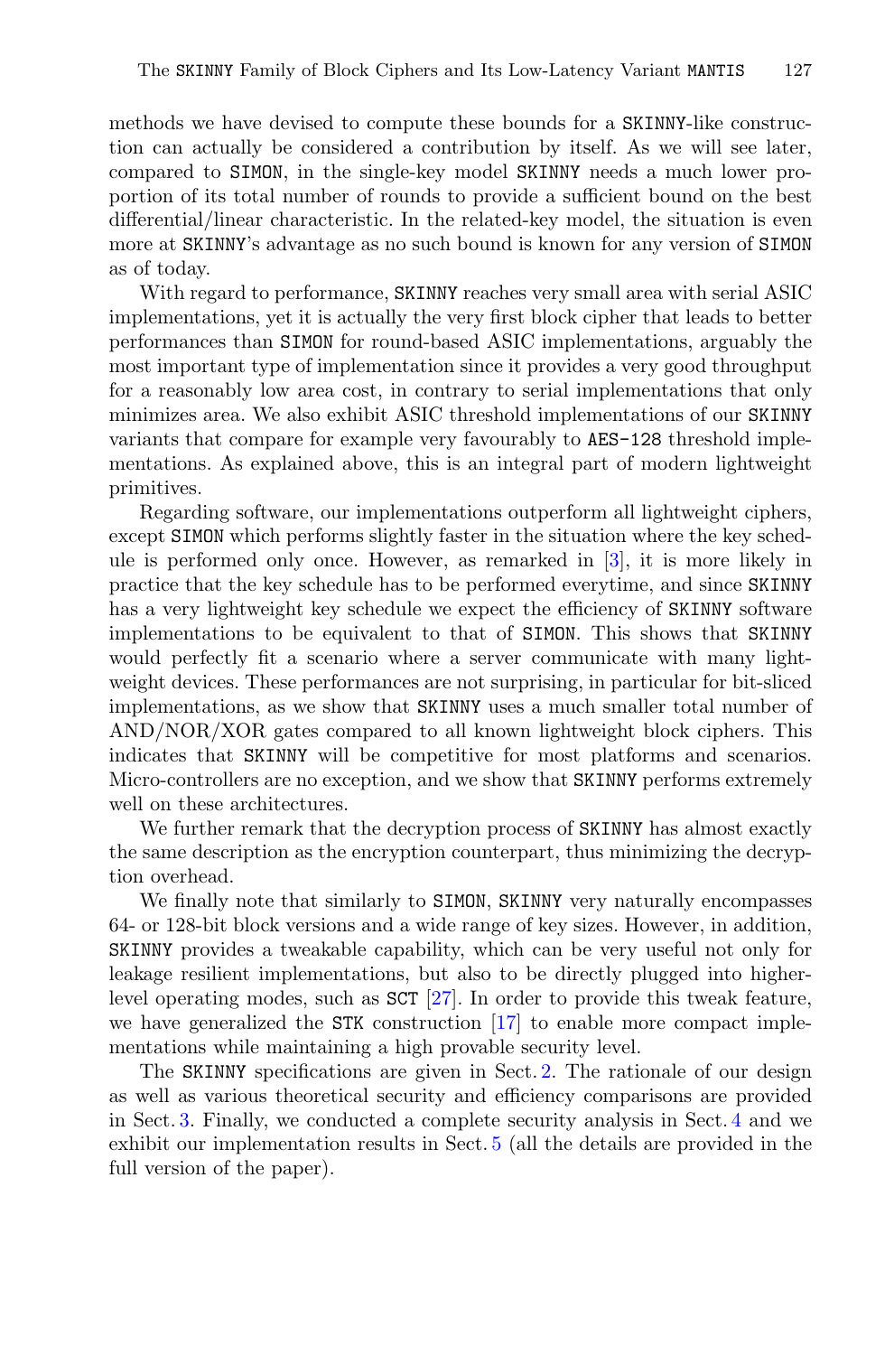methods we have devised to compute these bounds for a SKINNY-like construction can actually be considered a contribution by itself. As we will see later, compared to SIMON, in the single-key model SKINNY needs a much lower proportion of its total number of rounds to provide a sufficient bound on the best differential/linear characteristic. In the related-key model, the situation is even more at SKINNY's advantage as no such bound is known for any version of SIMON as of today.

With regard to performance, SKINNY reaches very small area with serial ASIC implementations, yet it is actually the very first block cipher that leads to better performances than SIMON for round-based ASIC implementations, arguably the most important type of implementation since it provides a very good throughput for a reasonably low area cost, in contrary to serial implementations that only minimizes area. We also exhibit ASIC threshold implementations of our SKINNY variants that compare for example very favourably to AES-128 threshold implementations. As explained above, this is an integral part of modern lightweight primitives.

Regarding software, our implementations outperform all lightweight ciphers, except SIMON which performs slightly faster in the situation where the key schedule is performed only once. However, as remarked in [3], it is more likely in practice that the key schedule has to be performed everytime, and since SKINNY has a very lightweight key schedule we expect the efficiency of SKINNY software implementations to be equivalent to that of SIMON. This shows that SKINNY would perfectly fit a scenario where a server communicate with many lightweight devices. These performances are not surprising, in particular for bit-sliced implementations, as we show that SKINNY uses a much smaller total number of AND/NOR/XOR gates compared to all known lightweight block ciphers. This indicates that SKINNY will be competitive for most platforms and scenarios. Micro-controllers are no exception, and we show that SKINNY performs extremely well on these architectures.

We further remark that the decryption process of SKINNY has almost exactly the same description as the encryption counterpart, thus minimizing the decryption overhead.

We finally note that similarly to SIMON, SKINNY very naturally encompasses 64- or 128-bit block versions and a wide range of key sizes. However, in addition, SKINNY provides a tweakable capability, which can be very useful not only for leakage resilient implementations, but also to be directly plugged into higher-level operating modes, such as SCT [27]. In order to provide this tweak feature, we have generalized the STK construction [17] to enable more compact implementations while maintaining a high provable security level.

The SKINNY specifications are given in Sect. 2. The rationale of our design as well as various theoretical security and efficiency comparisons are provided in Sect. 3. Finally, we conducted a complete security analysis in Sect. 4 and we exhibit our implementation results in Sect. 5 (all the details are provided in the full version of the paper).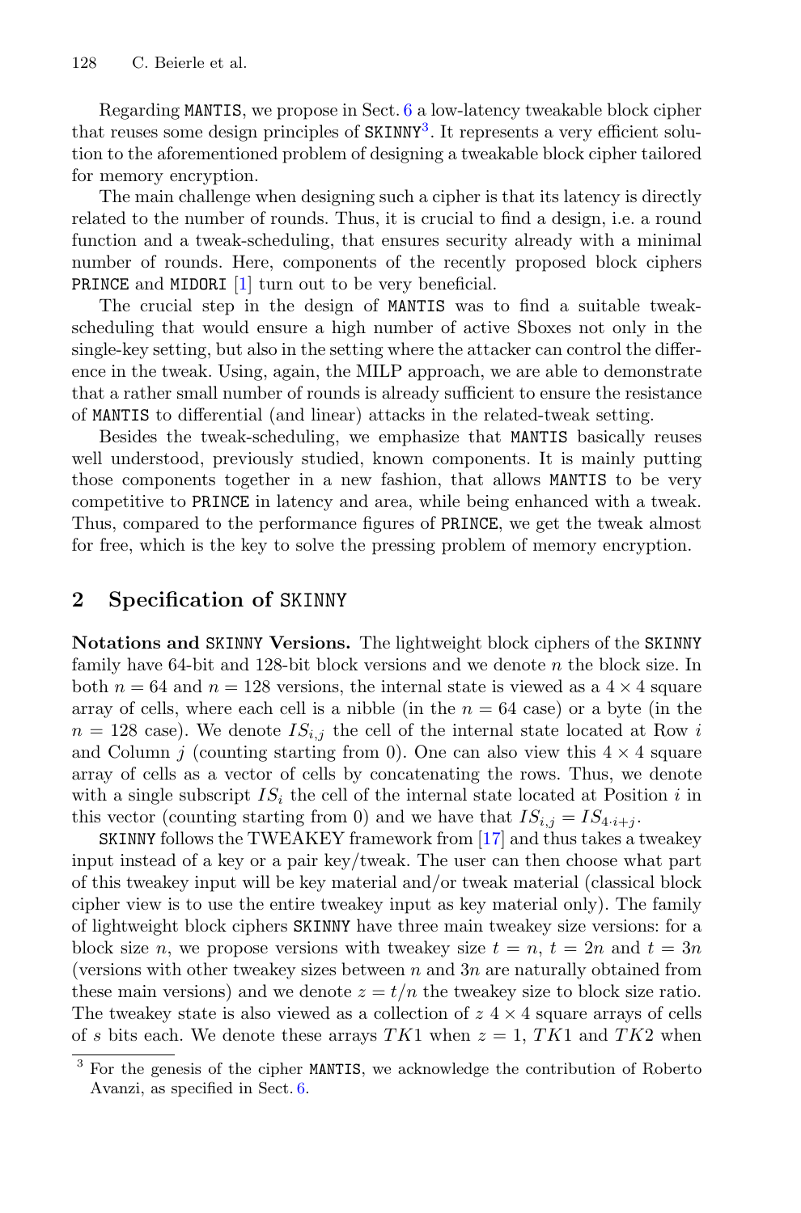Regarding MANTIS, we propose in Sect. 6 a low-latency tweakable block cipher that reuses some design principles of SKINNY[3]. It represents a very efficient solution to the aforementioned problem of designing a tweakable block cipher tailored for memory encryption.

The main challenge when designing such a cipher is that its latency is directly related to the number of rounds. Thus, it is crucial to find a design, i.e. a round function and a tweak-scheduling, that ensures security already with a minimal number of rounds. Here, components of the recently proposed block ciphers PRINCE and MIDORI [1] turn out to be very beneficial.

The crucial step in the design of MANTIS was to find a suitable tweak-scheduling that would ensure a high number of active Sboxes not only in the single-key setting, but also in the setting where the attacker can control the difference in the tweak. Using, again, the MILP approach, we are able to demonstrate that a rather small number of rounds is already sufficient to ensure the resistance of MANTIS to differential (and linear) attacks in the related-tweak setting.

Besides the tweak-scheduling, we emphasize that MANTIS basically reuses well understood, previously studied, known components. It is mainly putting those components together in a new fashion, that allows MANTIS to be very competitive to PRINCE in latency and area, while being enhanced with a tweak. Thus, compared to the performance figures of PRINCE, we get the tweak almost for free, which is the key to solve the pressing problem of memory encryption.

## 2 Specification of SKINNY

**Notations and SKINNY Versions.** The lightweight block ciphers of the SKINNY family have 64-bit and 128-bit block versions and we denote $n$ the block size. In both $n = 64$ and $n = 128$ versions, the internal state is viewed as a $4 \times 4$ square array of cells, where each cell is a nibble (in the $n = 64$ case) or a byte (in the $n = 128$ case). We denote $IS_{i,j}$ the cell of the internal state located at Row $i$ and Column $j$ (counting starting from 0). One can also view this $4 \times 4$ square array of cells as a vector of cells by concatenating the rows. Thus, we denote with a single subscript $IS_i$ the cell of the internal state located at Position $i$ in this vector (counting starting from 0) and we have that $IS_{i,j} = IS_{4 \cdot i + j}$.

SKINNY follows the TWEAKEY framework from [17] and thus takes a tweakey input instead of a key or a pair key/tweak. The user can then choose what part of this tweakey input will be key material and/or tweak material (classical block cipher view is to use the entire tweakey input as key material only). The family of lightweight block ciphers SKINNY have three main tweakey size versions: for a block size $n$, we propose versions with tweakey size $t = n$, $t = 2n$ and $t = 3n$ (versions with other tweakey sizes between $n$ and $3n$ are naturally obtained from these main versions) and we denote $z = t/n$ the tweakey size to block size ratio. The tweakey state is also viewed as a collection of $z$ $4 \times 4$ square arrays of cells of $s$ bits each. We denote these arrays $TK1$ when $z = 1$, $TK1$ and $TK2$ when

[3] For the genesis of the cipher MANTIS, we acknowledge the contribution of Roberto Avanzi, as specified in Sect. 6.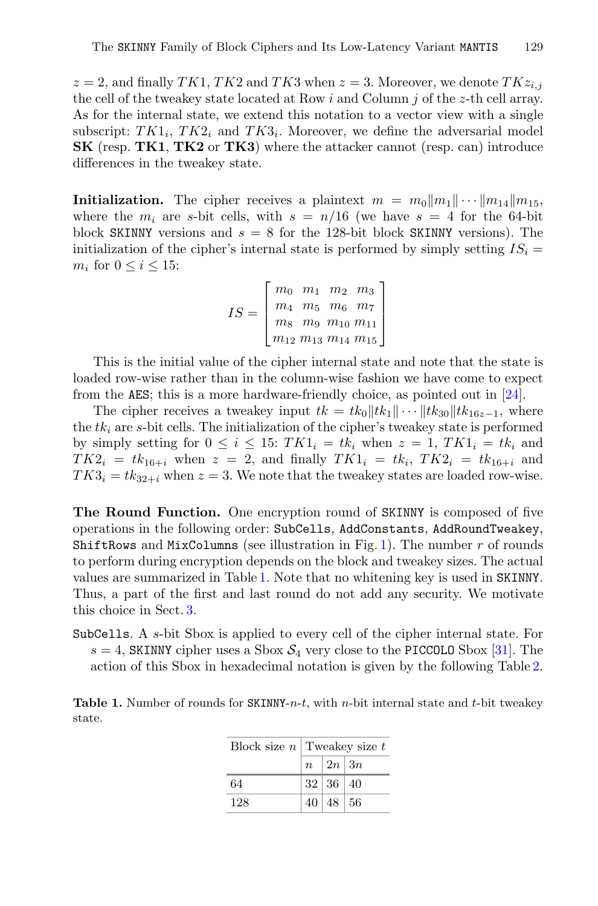$z = 2$, and finally $TK1$, $TK2$ and $TK3$ when $z = 3$. Moreover, we denote $TKz_{i,j}$ the cell of the tweakey state located at Row $i$ and Column $j$ of the $z$-th cell array. As for the internal state, we extend this notation to a vector view with a single subscript: $TK1_i$, $TK2_i$ and $TK3_i$. Moreover, we define the adversarial model **SK** (resp. **TK1**, **TK2** or **TK3**) where the attacker cannot (resp. can) introduce differences in the tweakey state.

**Initialization.** The cipher receives a plaintext $m = m_0\|m_1\|\cdots\|m_{14}\|m_{15}$, where the $m_i$ are $s$-bit cells, with $s = n/16$ (we have $s = 4$ for the 64-bit block SKINNY versions and $s = 8$ for the 128-bit block SKINNY versions). The initialization of the cipher's internal state is performed by simply setting $IS_i = m_i$ for $0 \leq i \leq 15$:

$$IS = \begin{bmatrix} m_0 & m_1 & m_2 & m_3 \\ m_4 & m_5 & m_6 & m_7 \\ m_8 & m_9 & m_{10} & m_{11} \\ m_{12} & m_{13} & m_{14} & m_{15} \end{bmatrix}$$

This is the initial value of the cipher internal state and note that the state is loaded row-wise rather than in the column-wise fashion we have come to expect from the AES; this is a more hardware-friendly choice, as pointed out in [24].

The cipher receives a tweakey input $tk = tk_0\|tk_1\|\cdots\|tk_{30}\|tk_{16z-1}$, where the $tk_i$ are $s$-bit cells. The initialization of the cipher's tweakey state is performed by simply setting for $0 \leq i \leq 15$: $TK1_i = tk_i$ when $z = 1$, $TK1_i = tk_i$ and $TK2_i = tk_{16+i}$ when $z = 2$, and finally $TK1_i = tk_i$, $TK2_i = tk_{16+i}$ and $TK3_i = tk_{32+i}$ when $z = 3$. We note that the tweakey states are loaded row-wise.

**The Round Function.** One encryption round of SKINNY is composed of five operations in the following order: SubCells, AddConstants, AddRoundTweakey, ShiftRows and MixColumns (see illustration in Fig. 1). The number $r$ of rounds to perform during encryption depends on the block and tweakey sizes. The actual values are summarized in Table 1. Note that no whitening key is used in SKINNY. Thus, a part of the first and last round do not add any security. We motivate this choice in Sect. 3.

SubCells. A $s$-bit Sbox is applied to every cell of the cipher internal state. For $s = 4$, SKINNY cipher uses a Sbox $\mathcal{S}_4$ very close to the PICCOLO Sbox [31]. The action of this Sbox in hexadecimal notation is given by the following Table 2.

**Table 1.** Number of rounds for SKINNY-$n$-$t$, with $n$-bit internal state and $t$-bit tweakey state.

| Block size $n$ | Tweakey size $t$ | | |
|---|---|---|---|
| | $n$ | $2n$ | $3n$ |
| 64 | 32 | 36 | 40 |
| 128 | 40 | 48 | 56 |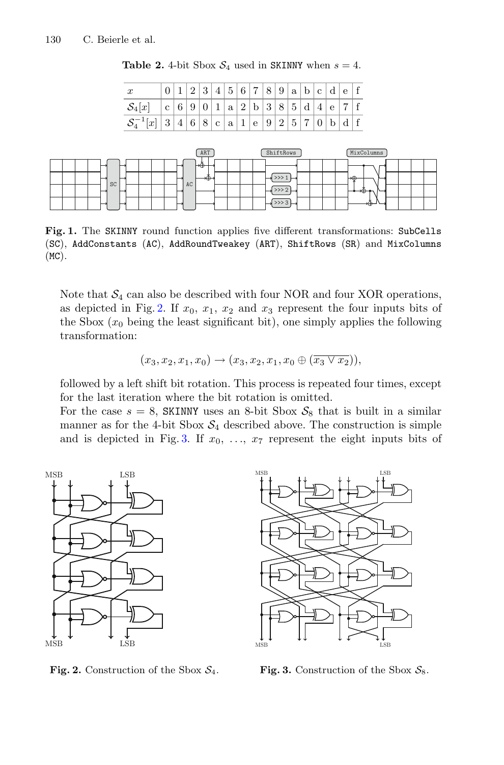**Table 2.** 4-bit Sbox $\mathcal{S}_4$ used in SKINNY when $s = 4$.

| $x$ | 0 | 1 | 2 | 3 | 4 | 5 | 6 | 7 | 8 | 9 | a | b | c | d | e | f |
|---|---|---|---|---|---|---|---|---|---|---|---|---|---|---|---|---|
| $\mathcal{S}_4[x]$ | c | 6 | 9 | 0 | 1 | a | 2 | b | 3 | 8 | 5 | d | 4 | e | 7 | f |
| $\mathcal{S}_4^{-1}[x]$ | 3 | 4 | 6 | 8 | c | a | 1 | e | 9 | 2 | 5 | 7 | 0 | b | d | f |

**Fig. 1.** The SKINNY round function applies five different transformations: SubCells (SC), AddConstants (AC), AddRoundTweakey (ART), ShiftRows (SR) and MixColumns (MC).

Note that $\mathcal{S}_4$ can also be described with four NOR and four XOR operations, as depicted in Fig. 2. If $x_0$, $x_1$, $x_2$ and $x_3$ represent the four inputs bits of the Sbox ($x_0$ being the least significant bit), one simply applies the following transformation:

$$(x_3, x_2, x_1, x_0) \rightarrow (x_3, x_2, x_1, x_0 \oplus (\overline{x_3 \vee x_2})),$$

followed by a left shift bit rotation. This process is repeated four times, except for the last iteration where the bit rotation is omitted.

For the case $s = 8$, SKINNY uses an 8-bit Sbox $\mathcal{S}_8$ that is built in a similar manner as for the 4-bit Sbox $\mathcal{S}_4$ described above. The construction is simple and is depicted in Fig. 3. If $x_0$, ..., $x_7$ represent the eight inputs bits of

**Fig. 2.** Construction of the Sbox $\mathcal{S}_4$.

**Fig. 3.** Construction of the Sbox $\mathcal{S}_8$.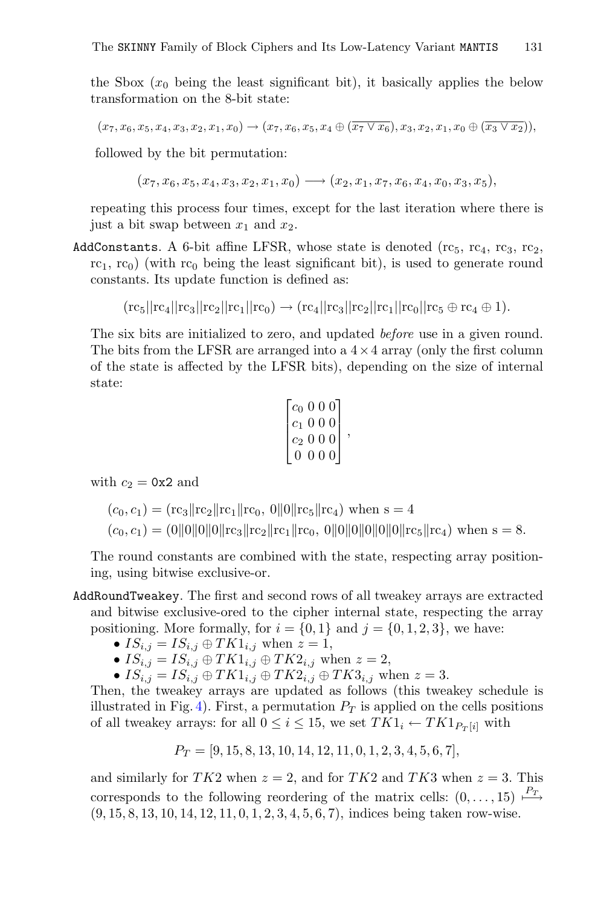the Sbox ($x_0$ being the least significant bit), it basically applies the below transformation on the 8-bit state:

$$(x_7, x_6, x_5, x_4, x_3, x_2, x_1, x_0) \to (x_7, x_6, x_5, x_4 \oplus (\overline{x_7 \vee x_6}), x_3, x_2, x_1, x_0 \oplus (\overline{x_3 \vee x_2})),$$

followed by the bit permutation:

$$(x_7, x_6, x_5, x_4, x_3, x_2, x_1, x_0) \longrightarrow (x_2, x_1, x_7, x_6, x_4, x_0, x_3, x_5),$$

repeating this process four times, except for the last iteration where there is just a bit swap between $x_1$ and $x_2$.

`AddConstants`. A 6-bit affine LFSR, whose state is denoted ($\mathrm{rc}_5$, $\mathrm{rc}_4$, $\mathrm{rc}_3$, $\mathrm{rc}_2$, $\mathrm{rc}_1$, $\mathrm{rc}_0$) (with $\mathrm{rc}_0$ being the least significant bit), is used to generate round constants. Its update function is defined as:

$$(\mathrm{rc}_5||\mathrm{rc}_4||\mathrm{rc}_3||\mathrm{rc}_2||\mathrm{rc}_1||\mathrm{rc}_0) \to (\mathrm{rc}_4||\mathrm{rc}_3||\mathrm{rc}_2||\mathrm{rc}_1||\mathrm{rc}_0||\mathrm{rc}_5 \oplus \mathrm{rc}_4 \oplus 1).$$

The six bits are initialized to zero, and updated *before* use in a given round. The bits from the LFSR are arranged into a $4 \times 4$ array (only the first column of the state is affected by the LFSR bits), depending on the size of internal state:

$$\begin{bmatrix} c_0 & 0 & 0 & 0 \\ c_1 & 0 & 0 & 0 \\ c_2 & 0 & 0 & 0 \\ 0 & 0 & 0 & 0 \end{bmatrix},$$

with $c_2 =$ `0x2` and

$$(c_0, c_1) = (\mathrm{rc}_3\|\mathrm{rc}_2\|\mathrm{rc}_1\|\mathrm{rc}_0,\ 0\|0\|\mathrm{rc}_5\|\mathrm{rc}_4) \text{ when s} = 4$$
$$(c_0, c_1) = (0\|0\|0\|0\|\mathrm{rc}_3\|\mathrm{rc}_2\|\mathrm{rc}_1\|\mathrm{rc}_0,\ 0\|0\|0\|0\|0\|0\|\mathrm{rc}_5\|\mathrm{rc}_4) \text{ when s} = 8.$$

The round constants are combined with the state, respecting array positioning, using bitwise exclusive-or.

`AddRoundTweakey`. The first and second rows of all tweakey arrays are extracted and bitwise exclusive-ored to the cipher internal state, respecting the array positioning. More formally, for $i = \{0, 1\}$ and $j = \{0, 1, 2, 3\}$, we have:

- $IS_{i,j} = IS_{i,j} \oplus TK1_{i,j}$ when $z = 1$,
- $IS_{i,j} = IS_{i,j} \oplus TK1_{i,j} \oplus TK2_{i,j}$ when $z = 2$,
- $IS_{i,j} = IS_{i,j} \oplus TK1_{i,j} \oplus TK2_{i,j} \oplus TK3_{i,j}$ when $z = 3$.

Then, the tweakey arrays are updated as follows (this tweakey schedule is illustrated in Fig. 4). First, a permutation $P_T$ is applied on the cells positions of all tweakey arrays: for all $0 \leq i \leq 15$, we set $TK1_i \leftarrow TK1_{P_T[i]}$ with

$$P_T = [9, 15, 8, 13, 10, 14, 12, 11, 0, 1, 2, 3, 4, 5, 6, 7],$$

and similarly for $TK2$ when $z = 2$, and for $TK2$ and $TK3$ when $z = 3$. This corresponds to the following reordering of the matrix cells: $(0, \ldots, 15) \xmapsto{P_T} (9, 15, 8, 13, 10, 14, 12, 11, 0, 1, 2, 3, 4, 5, 6, 7)$, indices being taken row-wise.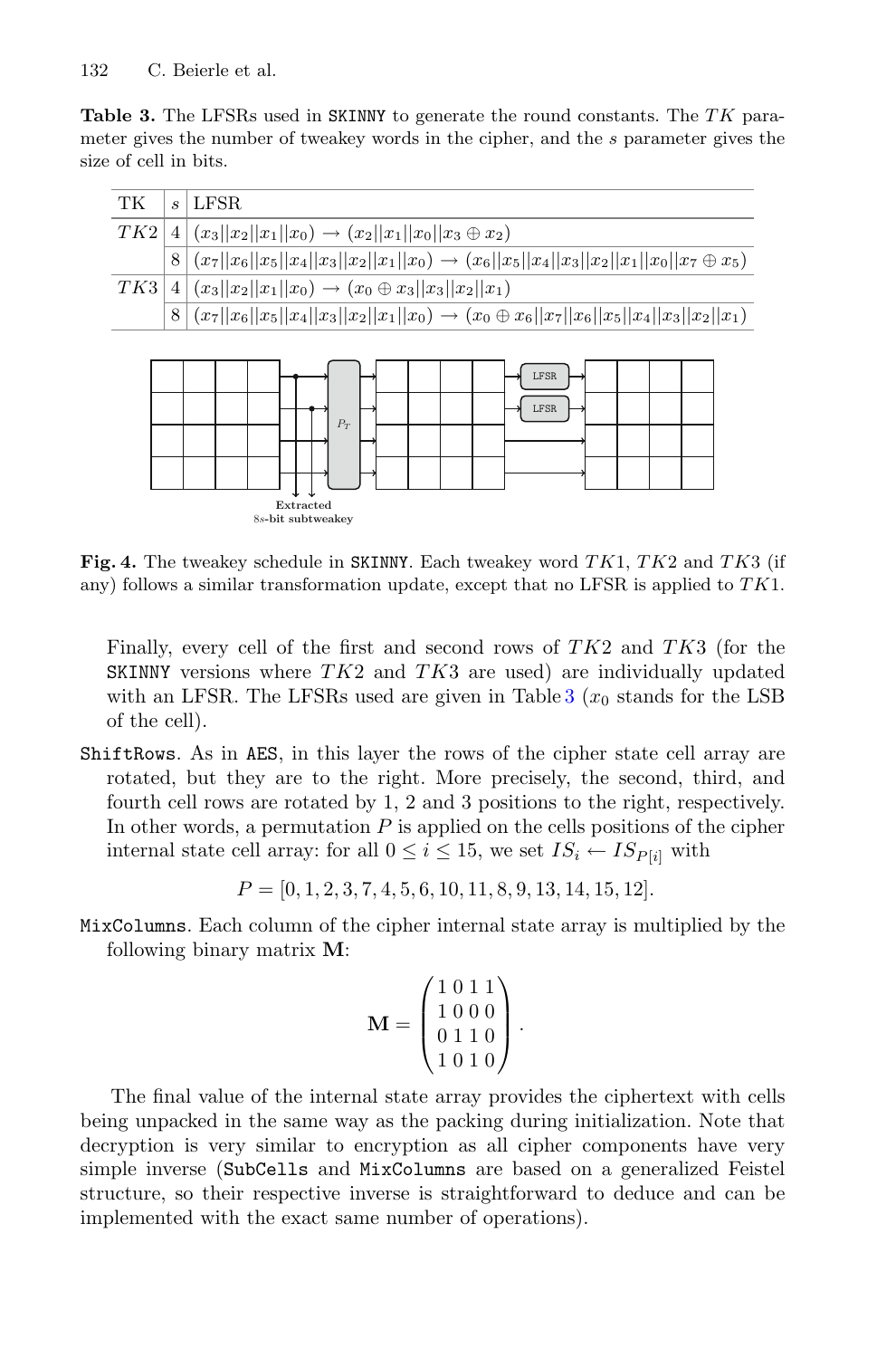**Table 3.** The LFSRs used in SKINNY to generate the round constants. The $TK$ parameter gives the number of tweakey words in the cipher, and the $s$ parameter gives the size of cell in bits.

| TK | $s$ | LFSR |
|---|---|---|
| $TK2$ | 4 | $(x_3\|\|x_2\|\|x_1\|\|x_0) \rightarrow (x_2\|\|x_1\|\|x_0\|\|x_3 \oplus x_2)$ |
| | 8 | $(x_7\|\|x_6\|\|x_5\|\|x_4\|\|x_3\|\|x_2\|\|x_1\|\|x_0) \rightarrow (x_6\|\|x_5\|\|x_4\|\|x_3\|\|x_2\|\|x_1\|\|x_0\|\|x_7 \oplus x_5)$ |
| $TK3$ | 4 | $(x_3\|\|x_2\|\|x_1\|\|x_0) \rightarrow (x_0 \oplus x_3\|\|x_3\|\|x_2\|\|x_1)$ |
| | 8 | $(x_7\|\|x_6\|\|x_5\|\|x_4\|\|x_3\|\|x_2\|\|x_1\|\|x_0) \rightarrow (x_0 \oplus x_6\|\|x_7\|\|x_6\|\|x_5\|\|x_4\|\|x_3\|\|x_2\|\|x_1)$ |

**Fig. 4.** The tweakey schedule in SKINNY. Each tweakey word $TK1$, $TK2$ and $TK3$ (if any) follows a similar transformation update, except that no LFSR is applied to $TK1$.

Finally, every cell of the first and second rows of $TK2$ and $TK3$ (for the SKINNY versions where $TK2$ and $TK3$ are used) are individually updated with an LFSR. The LFSRs used are given in Table 3 ($x_0$ stands for the LSB of the cell).

ShiftRows. As in AES, in this layer the rows of the cipher state cell array are rotated, but they are to the right. More precisely, the second, third, and fourth cell rows are rotated by 1, 2 and 3 positions to the right, respectively. In other words, a permutation $P$ is applied on the cells positions of the cipher internal state cell array: for all $0 \leq i \leq 15$, we set $IS_i \leftarrow IS_{P[i]}$ with

$$P = [0, 1, 2, 3, 7, 4, 5, 6, 10, 11, 8, 9, 13, 14, 15, 12].$$

MixColumns. Each column of the cipher internal state array is multiplied by the following binary matrix $\mathbf{M}$:

$$\mathbf{M} = \begin{pmatrix} 1 & 0 & 1 & 1 \\ 1 & 0 & 0 & 0 \\ 0 & 1 & 1 & 0 \\ 1 & 0 & 1 & 0 \end{pmatrix}.$$

The final value of the internal state array provides the ciphertext with cells being unpacked in the same way as the packing during initialization. Note that decryption is very similar to encryption as all cipher components have very simple inverse (SubCells and MixColumns are based on a generalized Feistel structure, so their respective inverse is straightforward to deduce and can be implemented with the exact same number of operations).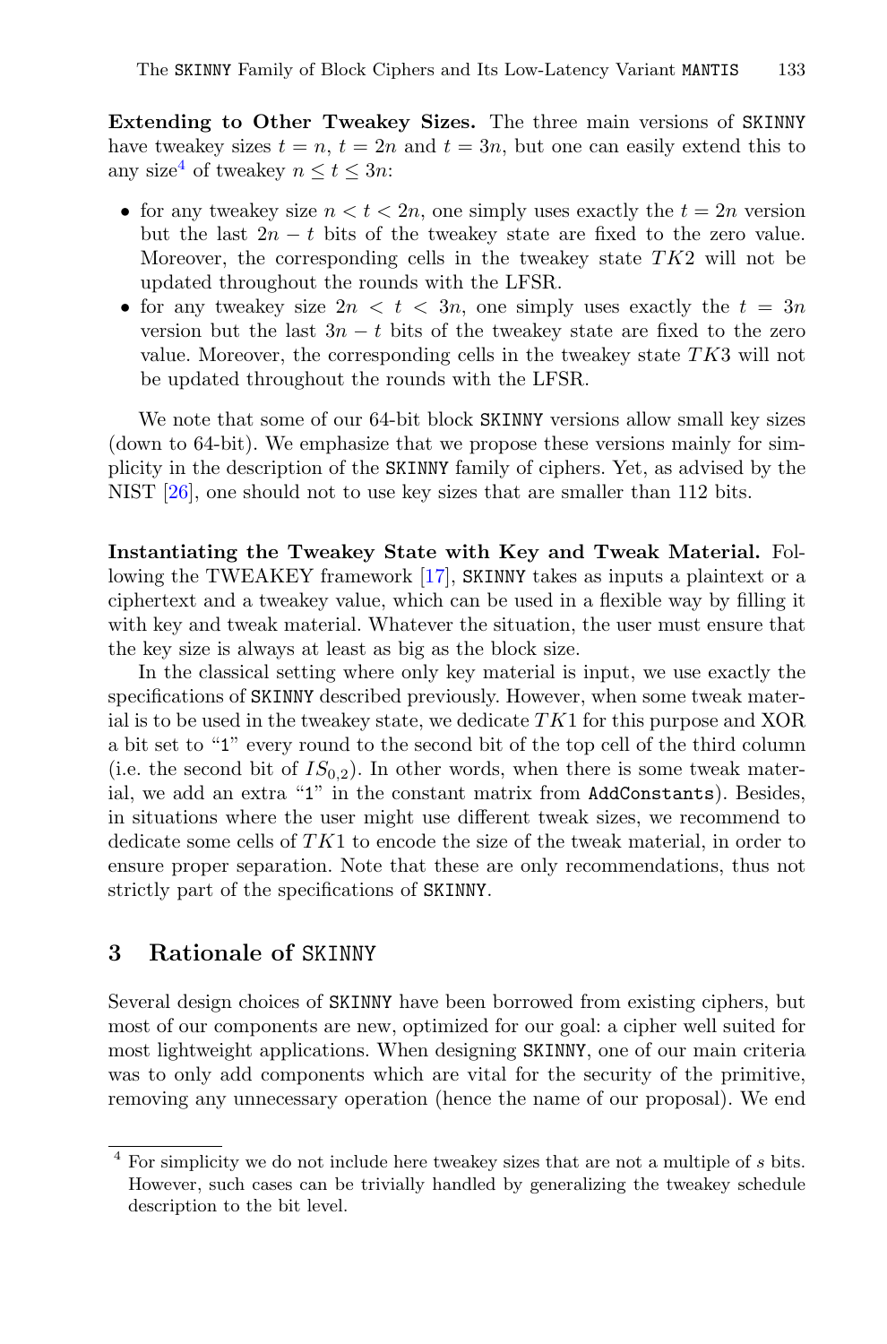**Extending to Other Tweakey Sizes.** The three main versions of SKINNY have tweakey sizes $t = n$, $t = 2n$ and $t = 3n$, but one can easily extend this to any size[4] of tweakey $n \leq t \leq 3n$:

- for any tweakey size $n < t < 2n$, one simply uses exactly the $t = 2n$ version but the last $2n - t$ bits of the tweakey state are fixed to the zero value. Moreover, the corresponding cells in the tweakey state $TK2$ will not be updated throughout the rounds with the LFSR.
- for any tweakey size $2n < t < 3n$, one simply uses exactly the $t = 3n$ version but the last $3n - t$ bits of the tweakey state are fixed to the zero value. Moreover, the corresponding cells in the tweakey state $TK3$ will not be updated throughout the rounds with the LFSR.

We note that some of our 64-bit block SKINNY versions allow small key sizes (down to 64-bit). We emphasize that we propose these versions mainly for simplicity in the description of the SKINNY family of ciphers. Yet, as advised by the NIST [26], one should not to use key sizes that are smaller than 112 bits.

**Instantiating the Tweakey State with Key and Tweak Material.** Following the TWEAKEY framework [17], SKINNY takes as inputs a plaintext or a ciphertext and a tweakey value, which can be used in a flexible way by filling it with key and tweak material. Whatever the situation, the user must ensure that the key size is always at least as big as the block size.

In the classical setting where only key material is input, we use exactly the specifications of SKINNY described previously. However, when some tweak material is to be used in the tweakey state, we dedicate $TK1$ for this purpose and XOR a bit set to "1" every round to the second bit of the top cell of the third column (i.e. the second bit of $IS_{0,2}$). In other words, when there is some tweak material, we add an extra "1" in the constant matrix from AddConstants). Besides, in situations where the user might use different tweak sizes, we recommend to dedicate some cells of $TK1$ to encode the size of the tweak material, in order to ensure proper separation. Note that these are only recommendations, thus not strictly part of the specifications of SKINNY.

## 3 Rationale of SKINNY

Several design choices of SKINNY have been borrowed from existing ciphers, but most of our components are new, optimized for our goal: a cipher well suited for most lightweight applications. When designing SKINNY, one of our main criteria was to only add components which are vital for the security of the primitive, removing any unnecessary operation (hence the name of our proposal). We end

---

[4] For simplicity we do not include here tweakey sizes that are not a multiple of $s$ bits. However, such cases can be trivially handled by generalizing the tweakey schedule description to the bit level.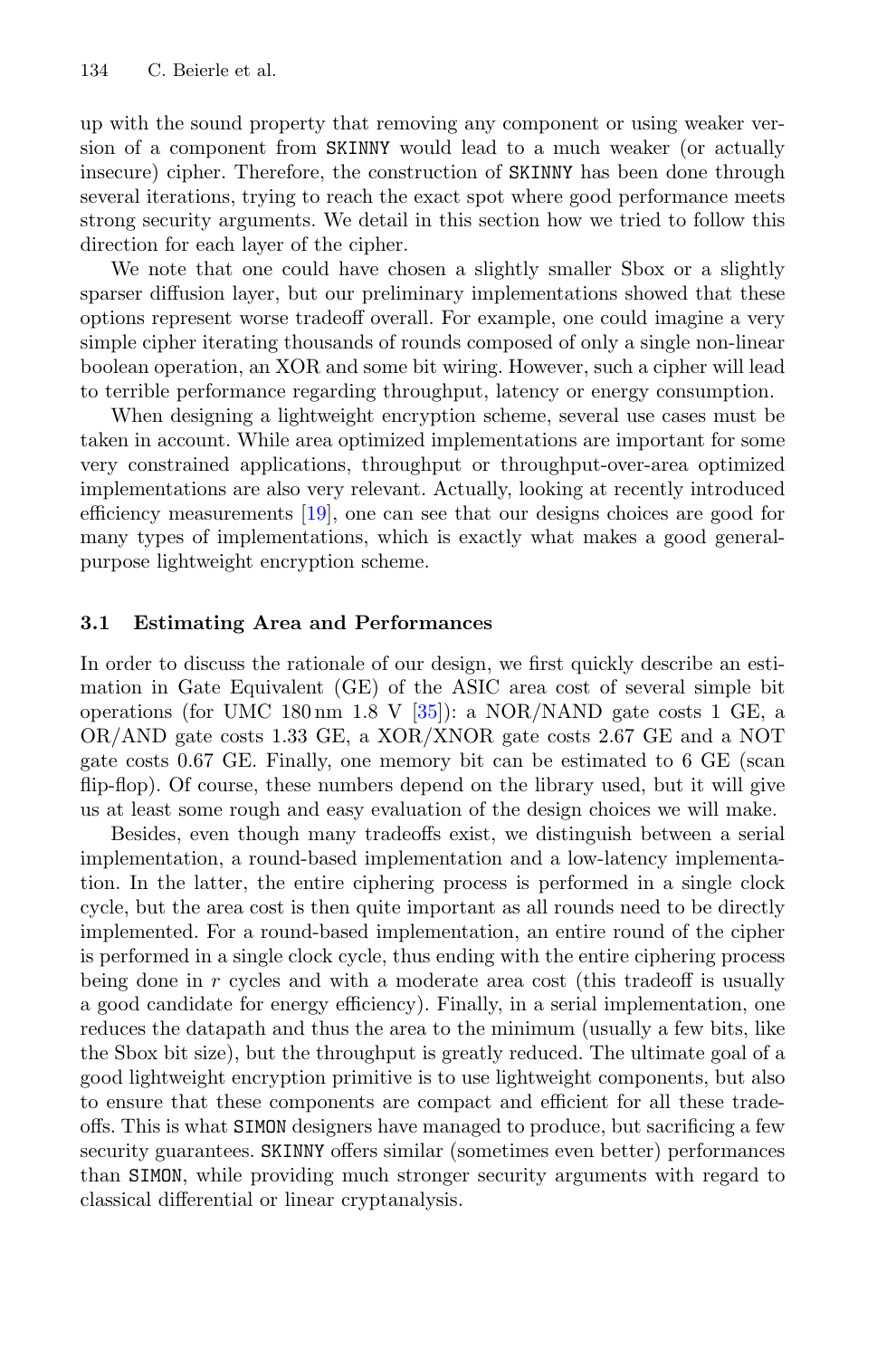up with the sound property that removing any component or using weaker version of a component from SKINNY would lead to a much weaker (or actually insecure) cipher. Therefore, the construction of SKINNY has been done through several iterations, trying to reach the exact spot where good performance meets strong security arguments. We detail in this section how we tried to follow this direction for each layer of the cipher.

We note that one could have chosen a slightly smaller Sbox or a slightly sparser diffusion layer, but our preliminary implementations showed that these options represent worse tradeoff overall. For example, one could imagine a very simple cipher iterating thousands of rounds composed of only a single non-linear boolean operation, an XOR and some bit wiring. However, such a cipher will lead to terrible performance regarding throughput, latency or energy consumption.

When designing a lightweight encryption scheme, several use cases must be taken in account. While area optimized implementations are important for some very constrained applications, throughput or throughput-over-area optimized implementations are also very relevant. Actually, looking at recently introduced efficiency measurements [19], one can see that our designs choices are good for many types of implementations, which is exactly what makes a good general-purpose lightweight encryption scheme.

### 3.1 Estimating Area and Performances

In order to discuss the rationale of our design, we first quickly describe an estimation in Gate Equivalent (GE) of the ASIC area cost of several simple bit operations (for UMC 180 nm 1.8 V [35]): a NOR/NAND gate costs 1 GE, a OR/AND gate costs 1.33 GE, a XOR/XNOR gate costs 2.67 GE and a NOT gate costs 0.67 GE. Finally, one memory bit can be estimated to 6 GE (scan flip-flop). Of course, these numbers depend on the library used, but it will give us at least some rough and easy evaluation of the design choices we will make.

Besides, even though many tradeoffs exist, we distinguish between a serial implementation, a round-based implementation and a low-latency implementation. In the latter, the entire ciphering process is performed in a single clock cycle, but the area cost is then quite important as all rounds need to be directly implemented. For a round-based implementation, an entire round of the cipher is performed in a single clock cycle, thus ending with the entire ciphering process being done in $r$ cycles and with a moderate area cost (this tradeoff is usually a good candidate for energy efficiency). Finally, in a serial implementation, one reduces the datapath and thus the area to the minimum (usually a few bits, like the Sbox bit size), but the throughput is greatly reduced. The ultimate goal of a good lightweight encryption primitive is to use lightweight components, but also to ensure that these components are compact and efficient for all these tradeoffs. This is what SIMON designers have managed to produce, but sacrificing a few security guarantees. SKINNY offers similar (sometimes even better) performances than SIMON, while providing much stronger security arguments with regard to classical differential or linear cryptanalysis.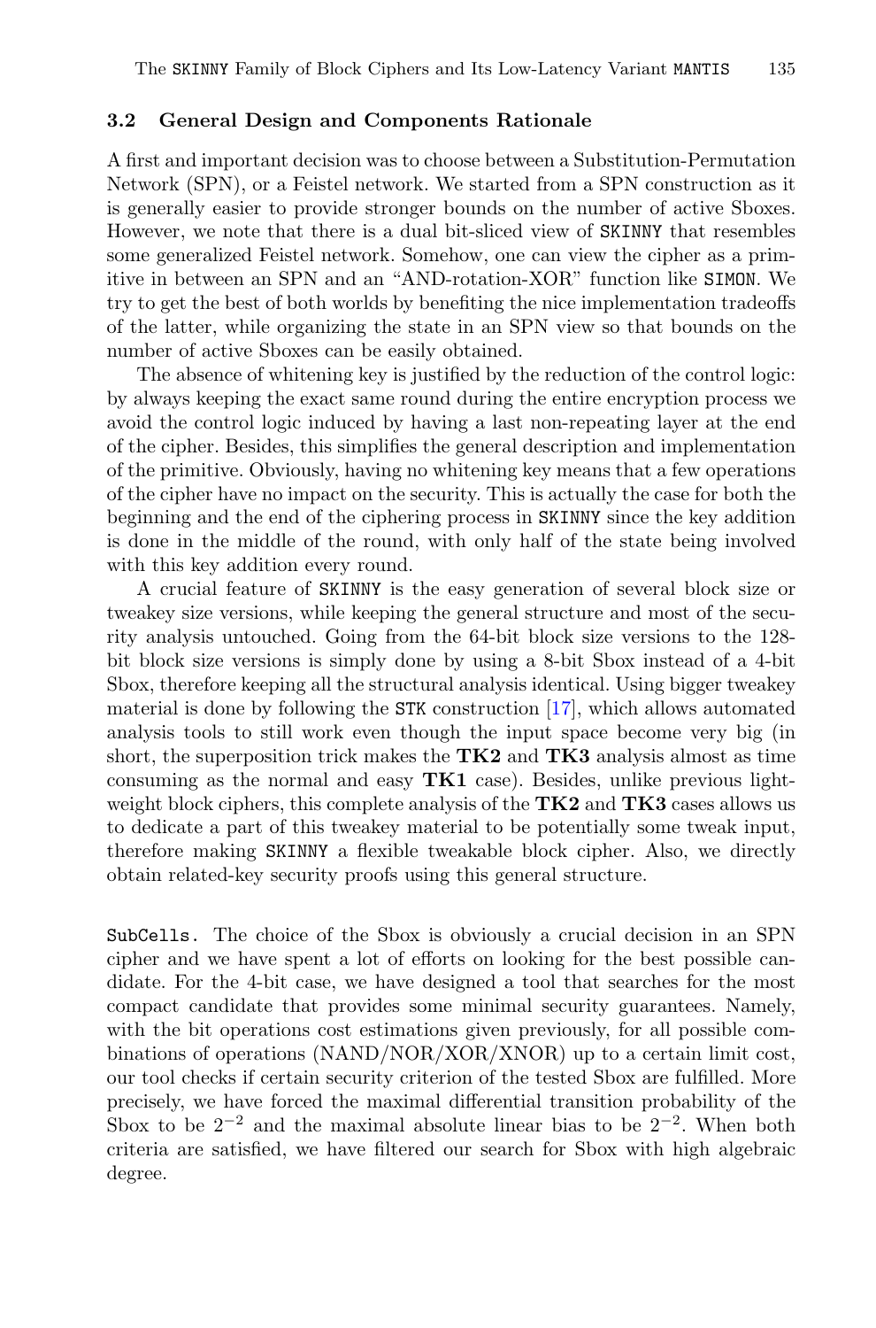### 3.2 General Design and Components Rationale

A first and important decision was to choose between a Substitution-Permutation Network (SPN), or a Feistel network. We started from a SPN construction as it is generally easier to provide stronger bounds on the number of active Sboxes. However, we note that there is a dual bit-sliced view of SKINNY that resembles some generalized Feistel network. Somehow, one can view the cipher as a primitive in between an SPN and an "AND-rotation-XOR" function like SIMON. We try to get the best of both worlds by benefiting the nice implementation tradeoffs of the latter, while organizing the state in an SPN view so that bounds on the number of active Sboxes can be easily obtained.

The absence of whitening key is justified by the reduction of the control logic: by always keeping the exact same round during the entire encryption process we avoid the control logic induced by having a last non-repeating layer at the end of the cipher. Besides, this simplifies the general description and implementation of the primitive. Obviously, having no whitening key means that a few operations of the cipher have no impact on the security. This is actually the case for both the beginning and the end of the ciphering process in SKINNY since the key addition is done in the middle of the round, with only half of the state being involved with this key addition every round.

A crucial feature of SKINNY is the easy generation of several block size or tweakey size versions, while keeping the general structure and most of the security analysis untouched. Going from the 64-bit block size versions to the 128-bit block size versions is simply done by using a 8-bit Sbox instead of a 4-bit Sbox, therefore keeping all the structural analysis identical. Using bigger tweakey material is done by following the STK construction [17], which allows automated analysis tools to still work even though the input space become very big (in short, the superposition trick makes the **TK2** and **TK3** analysis almost as time consuming as the normal and easy **TK1** case). Besides, unlike previous lightweight block ciphers, this complete analysis of the **TK2** and **TK3** cases allows us to dedicate a part of this tweakey material to be potentially some tweak input, therefore making SKINNY a flexible tweakable block cipher. Also, we directly obtain related-key security proofs using this general structure.

SubCells. The choice of the Sbox is obviously a crucial decision in an SPN cipher and we have spent a lot of efforts on looking for the best possible candidate. For the 4-bit case, we have designed a tool that searches for the most compact candidate that provides some minimal security guarantees. Namely, with the bit operations cost estimations given previously, for all possible combinations of operations (NAND/NOR/XOR/XNOR) up to a certain limit cost, our tool checks if certain security criterion of the tested Sbox are fulfilled. More precisely, we have forced the maximal differential transition probability of the Sbox to be $2^{-2}$ and the maximal absolute linear bias to be $2^{-2}$. When both criteria are satisfied, we have filtered our search for Sbox with high algebraic degree.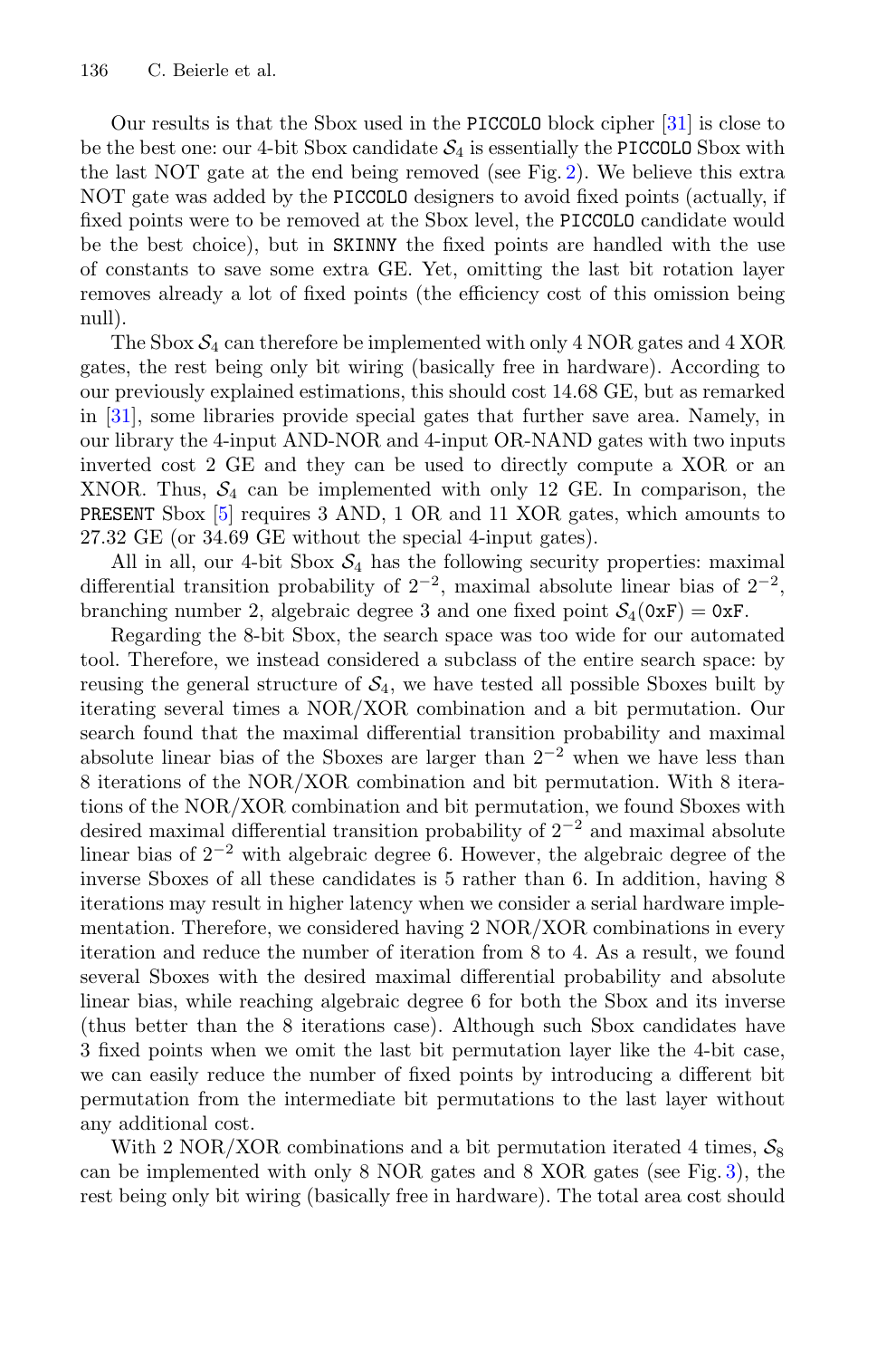Our results is that the Sbox used in the PICCOLO block cipher [31] is close to be the best one: our 4-bit Sbox candidate $\mathcal{S}_4$ is essentially the PICCOLO Sbox with the last NOT gate at the end being removed (see Fig. 2). We believe this extra NOT gate was added by the PICCOLO designers to avoid fixed points (actually, if fixed points were to be removed at the Sbox level, the PICCOLO candidate would be the best choice), but in SKINNY the fixed points are handled with the use of constants to save some extra GE. Yet, omitting the last bit rotation layer removes already a lot of fixed points (the efficiency cost of this omission being null).

The Sbox $\mathcal{S}_4$ can therefore be implemented with only 4 NOR gates and 4 XOR gates, the rest being only bit wiring (basically free in hardware). According to our previously explained estimations, this should cost 14.68 GE, but as remarked in [31], some libraries provide special gates that further save area. Namely, in our library the 4-input AND-NOR and 4-input OR-NAND gates with two inputs inverted cost 2 GE and they can be used to directly compute a XOR or an XNOR. Thus, $\mathcal{S}_4$ can be implemented with only 12 GE. In comparison, the PRESENT Sbox [5] requires 3 AND, 1 OR and 11 XOR gates, which amounts to 27.32 GE (or 34.69 GE without the special 4-input gates).

All in all, our 4-bit Sbox $\mathcal{S}_4$ has the following security properties: maximal differential transition probability of $2^{-2}$, maximal absolute linear bias of $2^{-2}$, branching number 2, algebraic degree 3 and one fixed point $\mathcal{S}_4(\texttt{0xF}) = \texttt{0xF}$.

Regarding the 8-bit Sbox, the search space was too wide for our automated tool. Therefore, we instead considered a subclass of the entire search space: by reusing the general structure of $\mathcal{S}_4$, we have tested all possible Sboxes built by iterating several times a NOR/XOR combination and a bit permutation. Our search found that the maximal differential transition probability and maximal absolute linear bias of the Sboxes are larger than $2^{-2}$ when we have less than 8 iterations of the NOR/XOR combination and bit permutation. With 8 iterations of the NOR/XOR combination and bit permutation, we found Sboxes with desired maximal differential transition probability of $2^{-2}$ and maximal absolute linear bias of $2^{-2}$ with algebraic degree 6. However, the algebraic degree of the inverse Sboxes of all these candidates is 5 rather than 6. In addition, having 8 iterations may result in higher latency when we consider a serial hardware implementation. Therefore, we considered having 2 NOR/XOR combinations in every iteration and reduce the number of iteration from 8 to 4. As a result, we found several Sboxes with the desired maximal differential probability and absolute linear bias, while reaching algebraic degree 6 for both the Sbox and its inverse (thus better than the 8 iterations case). Although such Sbox candidates have 3 fixed points when we omit the last bit permutation layer like the 4-bit case, we can easily reduce the number of fixed points by introducing a different bit permutation from the intermediate bit permutations to the last layer without any additional cost.

With 2 NOR/XOR combinations and a bit permutation iterated 4 times, $\mathcal{S}_8$ can be implemented with only 8 NOR gates and 8 XOR gates (see Fig. 3), the rest being only bit wiring (basically free in hardware). The total area cost should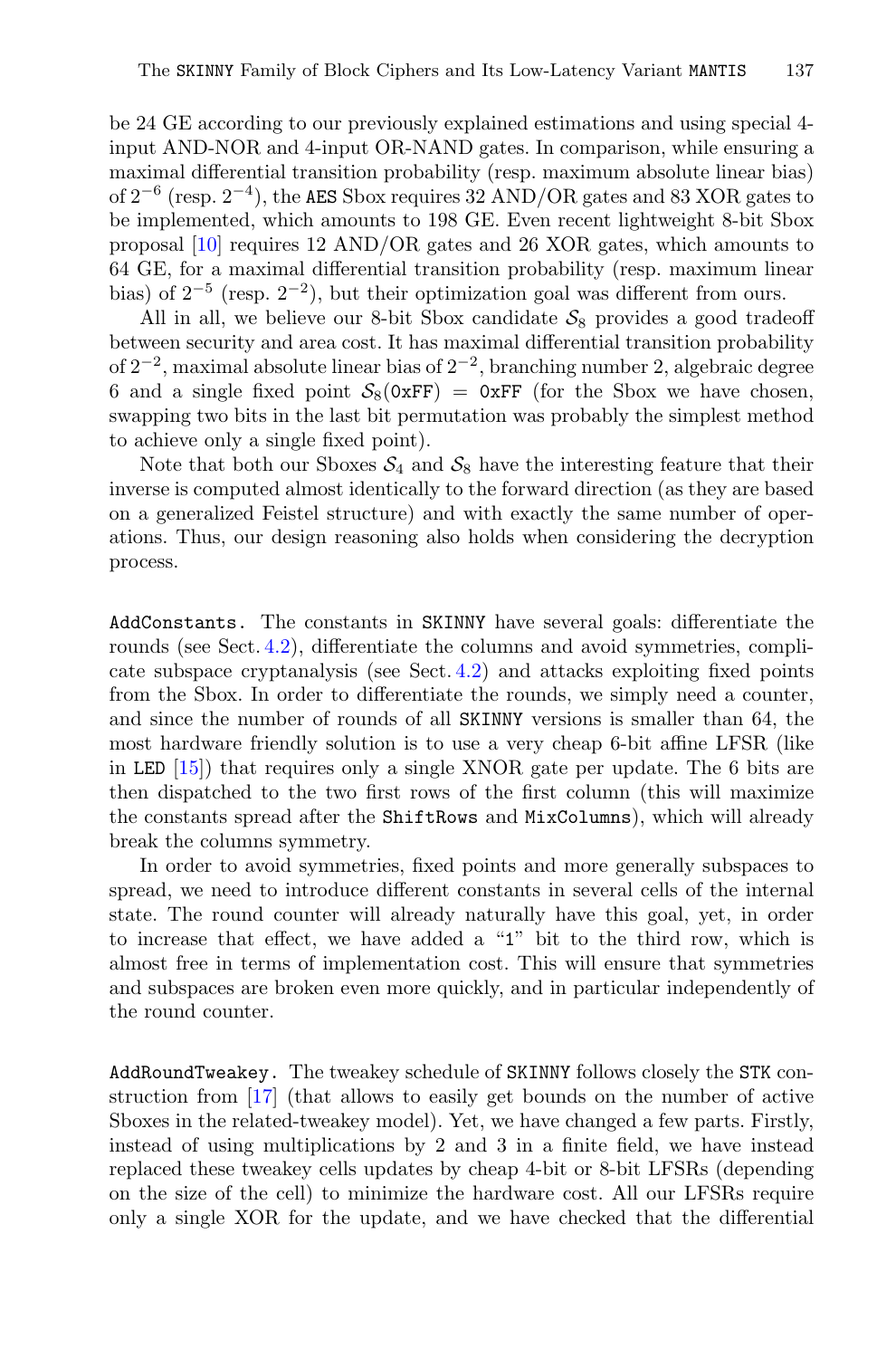be 24 GE according to our previously explained estimations and using special 4-input AND-NOR and 4-input OR-NAND gates. In comparison, while ensuring a maximal differential transition probability (resp. maximum absolute linear bias) of $2^{-6}$ (resp. $2^{-4}$), the AES Sbox requires 32 AND/OR gates and 83 XOR gates to be implemented, which amounts to 198 GE. Even recent lightweight 8-bit Sbox proposal [10] requires 12 AND/OR gates and 26 XOR gates, which amounts to 64 GE, for a maximal differential transition probability (resp. maximum linear bias) of $2^{-5}$ (resp. $2^{-2}$), but their optimization goal was different from ours.

All in all, we believe our 8-bit Sbox candidate $\mathcal{S}_8$ provides a good tradeoff between security and area cost. It has maximal differential transition probability of $2^{-2}$, maximal absolute linear bias of $2^{-2}$, branching number 2, algebraic degree 6 and a single fixed point $\mathcal{S}_8(\texttt{0xFF}) = \texttt{0xFF}$ (for the Sbox we have chosen, swapping two bits in the last bit permutation was probably the simplest method to achieve only a single fixed point).

Note that both our Sboxes $\mathcal{S}_4$ and $\mathcal{S}_8$ have the interesting feature that their inverse is computed almost identically to the forward direction (as they are based on a generalized Feistel structure) and with exactly the same number of operations. Thus, our design reasoning also holds when considering the decryption process.

**AddConstants.** The constants in SKINNY have several goals: differentiate the rounds (see Sect. 4.2), differentiate the columns and avoid symmetries, complicate subspace cryptanalysis (see Sect. 4.2) and attacks exploiting fixed points from the Sbox. In order to differentiate the rounds, we simply need a counter, and since the number of rounds of all SKINNY versions is smaller than 64, the most hardware friendly solution is to use a very cheap 6-bit affine LFSR (like in LED [15]) that requires only a single XNOR gate per update. The 6 bits are then dispatched to the two first rows of the first column (this will maximize the constants spread after the ShiftRows and MixColumns), which will already break the columns symmetry.

In order to avoid symmetries, fixed points and more generally subspaces to spread, we need to introduce different constants in several cells of the internal state. The round counter will already naturally have this goal, yet, in order to increase that effect, we have added a "1" bit to the third row, which is almost free in terms of implementation cost. This will ensure that symmetries and subspaces are broken even more quickly, and in particular independently of the round counter.

**AddRoundTweakey.** The tweakey schedule of SKINNY follows closely the STK construction from [17] (that allows to easily get bounds on the number of active Sboxes in the related-tweakey model). Yet, we have changed a few parts. Firstly, instead of using multiplications by 2 and 3 in a finite field, we have instead replaced these tweakey cells updates by cheap 4-bit or 8-bit LFSRs (depending on the size of the cell) to minimize the hardware cost. All our LFSRs require only a single XOR for the update, and we have checked that the differential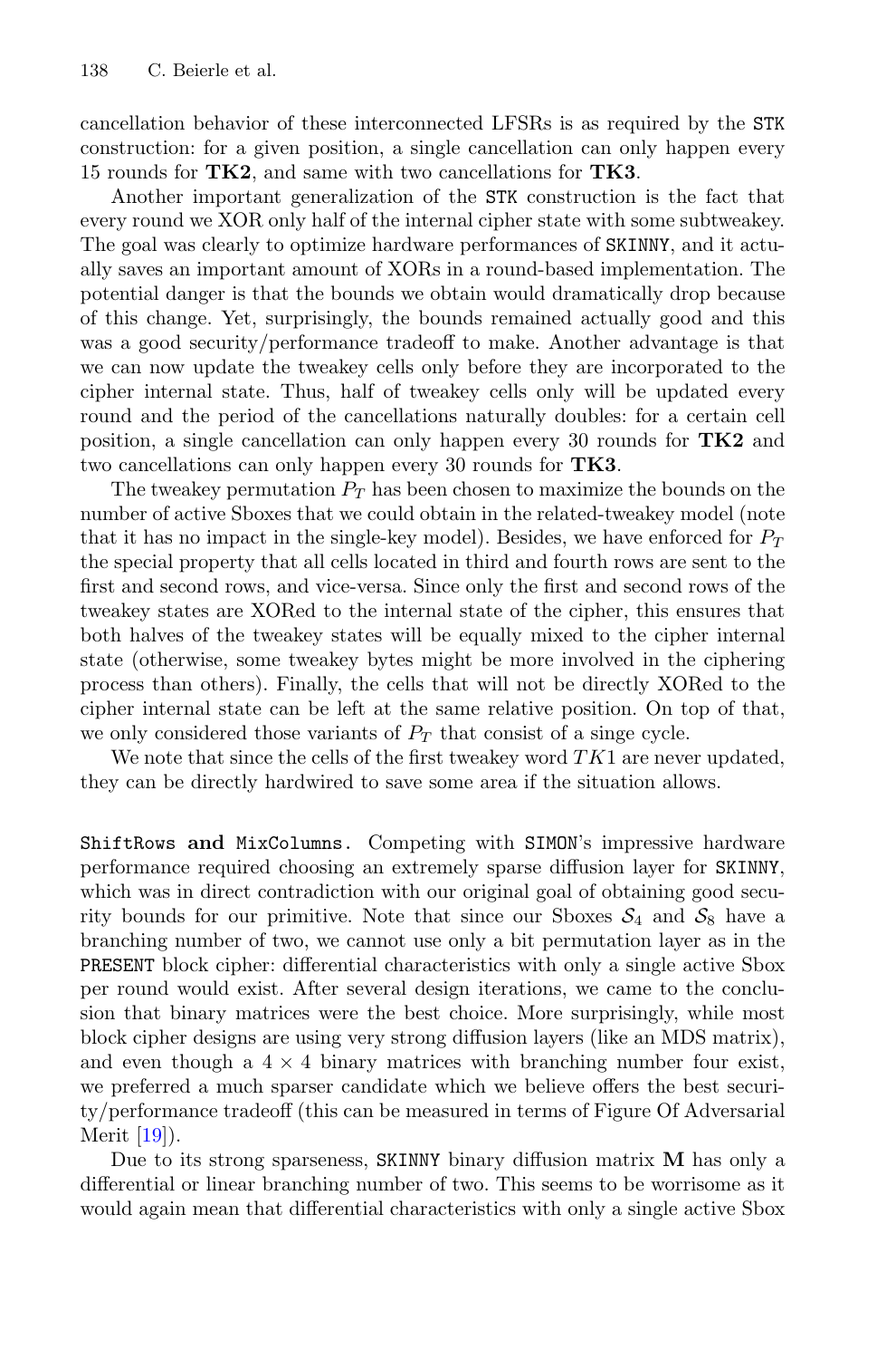cancellation behavior of these interconnected LFSRs is as required by the STK construction: for a given position, a single cancellation can only happen every 15 rounds for **TK2**, and same with two cancellations for **TK3**.

Another important generalization of the STK construction is the fact that every round we XOR only half of the internal cipher state with some subtweakey. The goal was clearly to optimize hardware performances of SKINNY, and it actually saves an important amount of XORs in a round-based implementation. The potential danger is that the bounds we obtain would dramatically drop because of this change. Yet, surprisingly, the bounds remained actually good and this was a good security/performance tradeoff to make. Another advantage is that we can now update the tweakey cells only before they are incorporated to the cipher internal state. Thus, half of tweakey cells only will be updated every round and the period of the cancellations naturally doubles: for a certain cell position, a single cancellation can only happen every 30 rounds for **TK2** and two cancellations can only happen every 30 rounds for **TK3**.

The tweakey permutation $P_T$ has been chosen to maximize the bounds on the number of active Sboxes that we could obtain in the related-tweakey model (note that it has no impact in the single-key model). Besides, we have enforced for $P_T$ the special property that all cells located in third and fourth rows are sent to the first and second rows, and vice-versa. Since only the first and second rows of the tweakey states are XORed to the internal state of the cipher, this ensures that both halves of the tweakey states will be equally mixed to the cipher internal state (otherwise, some tweakey bytes might be more involved in the ciphering process than others). Finally, the cells that will not be directly XORed to the cipher internal state can be left at the same relative position. On top of that, we only considered those variants of $P_T$ that consist of a singe cycle.

We note that since the cells of the first tweakey word $TK1$ are never updated, they can be directly hardwired to save some area if the situation allows.

**ShiftRows and MixColumns.** Competing with SIMON's impressive hardware performance required choosing an extremely sparse diffusion layer for SKINNY, which was in direct contradiction with our original goal of obtaining good security bounds for our primitive. Note that since our Sboxes $\mathcal{S}_4$ and $\mathcal{S}_8$ have a branching number of two, we cannot use only a bit permutation layer as in the PRESENT block cipher: differential characteristics with only a single active Sbox per round would exist. After several design iterations, we came to the conclusion that binary matrices were the best choice. More surprisingly, while most block cipher designs are using very strong diffusion layers (like an MDS matrix), and even though a $4 \times 4$ binary matrices with branching number four exist, we preferred a much sparser candidate which we believe offers the best security/performance tradeoff (this can be measured in terms of Figure Of Adversarial Merit [19]).

Due to its strong sparseness, SKINNY binary diffusion matrix $\mathbf{M}$ has only a differential or linear branching number of two. This seems to be worrisome as it would again mean that differential characteristics with only a single active Sbox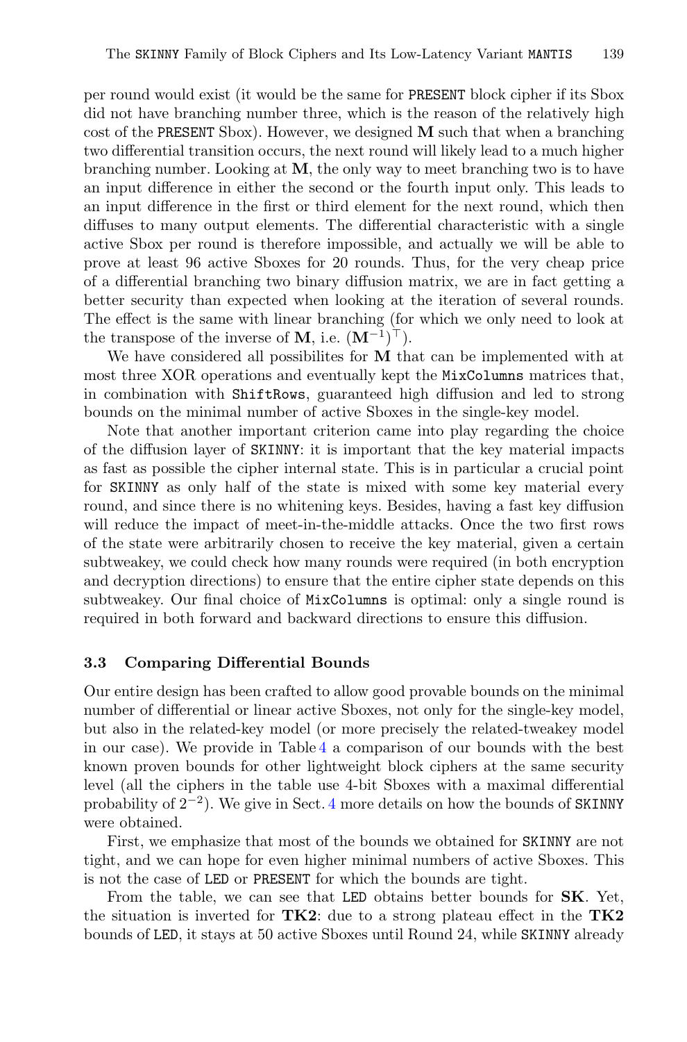per round would exist (it would be the same for PRESENT block cipher if its Sbox did not have branching number three, which is the reason of the relatively high cost of the PRESENT Sbox). However, we designed $\mathbf{M}$ such that when a branching two differential transition occurs, the next round will likely lead to a much higher branching number. Looking at $\mathbf{M}$, the only way to meet branching two is to have an input difference in either the second or the fourth input only. This leads to an input difference in the first or third element for the next round, which then diffuses to many output elements. The differential characteristic with a single active Sbox per round is therefore impossible, and actually we will be able to prove at least 96 active Sboxes for 20 rounds. Thus, for the very cheap price of a differential branching two binary diffusion matrix, we are in fact getting a better security than expected when looking at the iteration of several rounds. The effect is the same with linear branching (for which we only need to look at the transpose of the inverse of $\mathbf{M}$, i.e. $(\mathbf{M}^{-1})^{\top}$).

We have considered all possibilites for $\mathbf{M}$ that can be implemented with at most three XOR operations and eventually kept the MixColumns matrices that, in combination with ShiftRows, guaranteed high diffusion and led to strong bounds on the minimal number of active Sboxes in the single-key model.

Note that another important criterion came into play regarding the choice of the diffusion layer of SKINNY: it is important that the key material impacts as fast as possible the cipher internal state. This is in particular a crucial point for SKINNY as only half of the state is mixed with some key material every round, and since there is no whitening keys. Besides, having a fast key diffusion will reduce the impact of meet-in-the-middle attacks. Once the two first rows of the state were arbitrarily chosen to receive the key material, given a certain subtweakey, we could check how many rounds were required (in both encryption and decryption directions) to ensure that the entire cipher state depends on this subtweakey. Our final choice of MixColumns is optimal: only a single round is required in both forward and backward directions to ensure this diffusion.

### 3.3 Comparing Differential Bounds

Our entire design has been crafted to allow good provable bounds on the minimal number of differential or linear active Sboxes, not only for the single-key model, but also in the related-key model (or more precisely the related-tweakey model in our case). We provide in Table 4 a comparison of our bounds with the best known proven bounds for other lightweight block ciphers at the same security level (all the ciphers in the table use 4-bit Sboxes with a maximal differential probability of $2^{-2}$). We give in Sect. 4 more details on how the bounds of SKINNY were obtained.

First, we emphasize that most of the bounds we obtained for SKINNY are not tight, and we can hope for even higher minimal numbers of active Sboxes. This is not the case of LED or PRESENT for which the bounds are tight.

From the table, we can see that LED obtains better bounds for **SK**. Yet, the situation is inverted for **TK2**: due to a strong plateau effect in the **TK2** bounds of LED, it stays at 50 active Sboxes until Round 24, while SKINNY already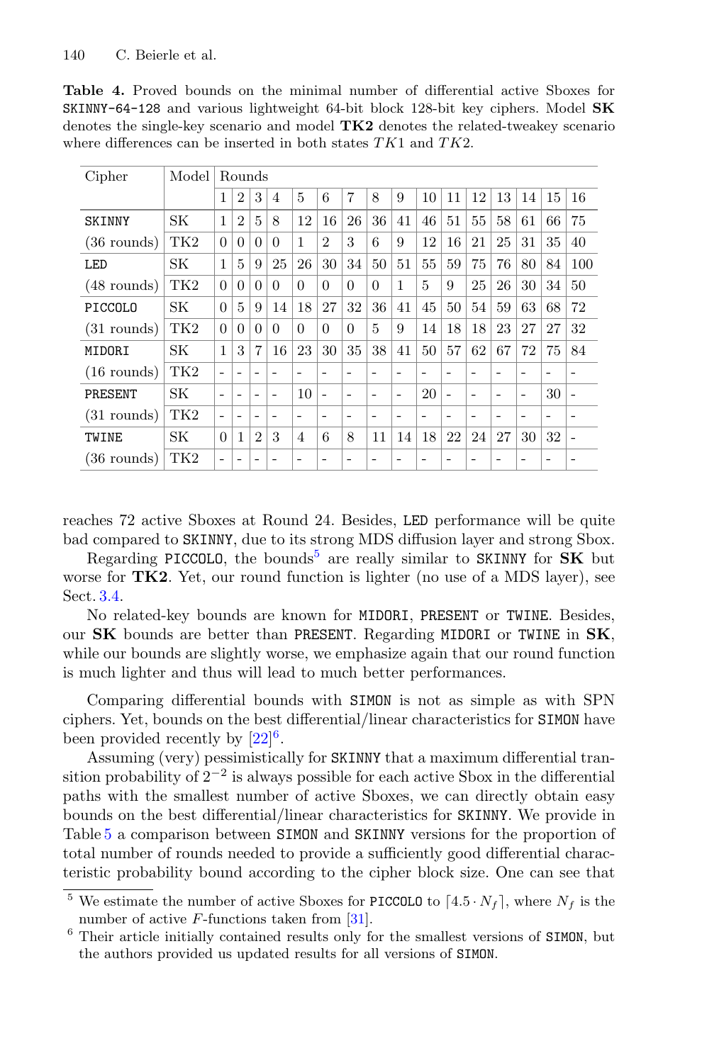**Table 4.** Proved bounds on the minimal number of differential active Sboxes for SKINNY-64-128 and various lightweight 64-bit block 128-bit key ciphers. Model **SK** denotes the single-key scenario and model **TK2** denotes the related-tweakey scenario where differences can be inserted in both states $TK1$ and $TK2$.

| Cipher | Model | Rounds | | | | | | | | | | | | | | | |
|---|---|---|---|---|---|---|---|---|---|---|---|---|---|---|---|---|---|
| | | 1 | 2 | 3 | 4 | 5 | 6 | 7 | 8 | 9 | 10 | 11 | 12 | 13 | 14 | 15 | 16 |
| SKINNY | SK | 1 | 2 | 5 | 8 | 12 | 16 | 26 | 36 | 41 | 46 | 51 | 55 | 58 | 61 | 66 | 75 |
| (36 rounds) | TK2 | 0 | 0 | 0 | 0 | 1 | 2 | 3 | 6 | 9 | 12 | 16 | 21 | 25 | 31 | 35 | 40 |
| LED | SK | 1 | 5 | 9 | 25 | 26 | 30 | 34 | 50 | 51 | 55 | 59 | 75 | 76 | 80 | 84 | 100 |
| (48 rounds) | TK2 | 0 | 0 | 0 | 0 | 0 | 0 | 0 | 0 | 1 | 5 | 9 | 25 | 26 | 30 | 34 | 50 |
| PICCOLO | SK | 0 | 5 | 9 | 14 | 18 | 27 | 32 | 36 | 41 | 45 | 50 | 54 | 59 | 63 | 68 | 72 |
| (31 rounds) | TK2 | 0 | 0 | 0 | 0 | 0 | 0 | 0 | 5 | 9 | 14 | 18 | 18 | 23 | 27 | 27 | 32 |
| MIDORI | SK | 1 | 3 | 7 | 16 | 23 | 30 | 35 | 38 | 41 | 50 | 57 | 62 | 67 | 72 | 75 | 84 |
| (16 rounds) | TK2 | - | - | - | - | - | - | - | - | - | - | - | - | - | - | - | - |
| PRESENT | SK | - | - | - | - | 10 | - | - | - | - | 20 | - | - | - | - | 30 | - |
| (31 rounds) | TK2 | - | - | - | - | - | - | - | - | - | - | - | - | - | - | - | - |
| TWINE | SK | 0 | 1 | 2 | 3 | 4 | 6 | 8 | 11 | 14 | 18 | 22 | 24 | 27 | 30 | 32 | - |
| (36 rounds) | TK2 | - | - | - | - | - | - | - | - | - | - | - | - | - | - | - | - |

reaches 72 active Sboxes at Round 24. Besides, LED performance will be quite bad compared to SKINNY, due to its strong MDS diffusion layer and strong Sbox.

Regarding PICCOLO, the bounds[5] are really similar to SKINNY for **SK** but worse for **TK2**. Yet, our round function is lighter (no use of a MDS layer), see Sect. 3.4.

No related-key bounds are known for MIDORI, PRESENT or TWINE. Besides, our **SK** bounds are better than PRESENT. Regarding MIDORI or TWINE in **SK**, while our bounds are slightly worse, we emphasize again that our round function is much lighter and thus will lead to much better performances.

Comparing differential bounds with SIMON is not as simple as with SPN ciphers. Yet, bounds on the best differential/linear characteristics for SIMON have been provided recently by [22][6].

Assuming (very) pessimistically for SKINNY that a maximum differential transition probability of $2^{-2}$ is always possible for each active Sbox in the differential paths with the smallest number of active Sboxes, we can directly obtain easy bounds on the best differential/linear characteristics for SKINNY. We provide in Table 5 a comparison between SIMON and SKINNY versions for the proportion of total number of rounds needed to provide a sufficiently good differential characteristic probability bound according to the cipher block size. One can see that

[5] We estimate the number of active Sboxes for PICCOLO to $\lceil 4.5 \cdot N_f \rceil$, where $N_f$ is the number of active $F$-functions taken from [31].

[6] Their article initially contained results only for the smallest versions of SIMON, but the authors provided us updated results for all versions of SIMON.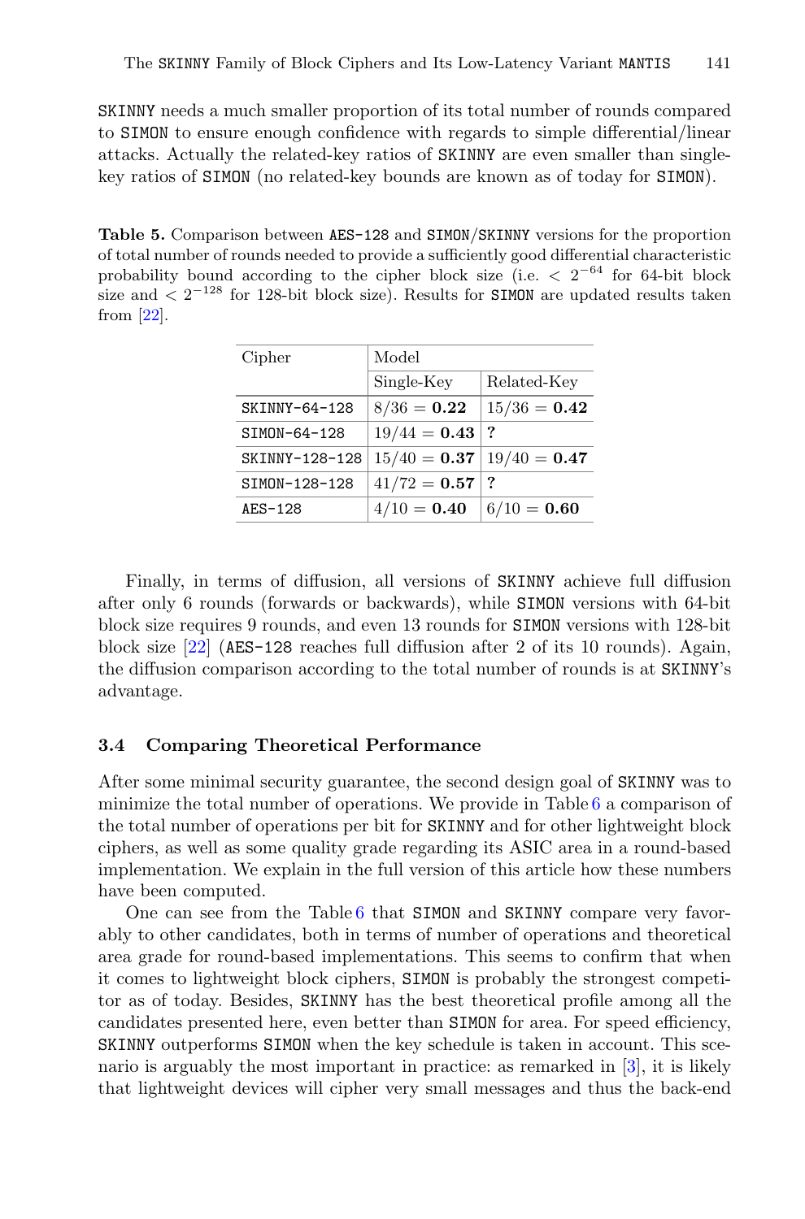SKINNY needs a much smaller proportion of its total number of rounds compared to SIMON to ensure enough confidence with regards to simple differential/linear attacks. Actually the related-key ratios of SKINNY are even smaller than single-key ratios of SIMON (no related-key bounds are known as of today for SIMON).

**Table 5.** Comparison between AES-128 and SIMON/SKINNY versions for the proportion of total number of rounds needed to provide a sufficiently good differential characteristic probability bound according to the cipher block size (i.e. $< 2^{-64}$ for 64-bit block size and $< 2^{-128}$ for 128-bit block size). Results for SIMON are updated results taken from [22].

| Cipher | Model | |
|---|---|---|
| | Single-Key | Related-Key |
| SKINNY-64-128 | $8/36 = \mathbf{0.22}$ | $15/36 = \mathbf{0.42}$ |
| SIMON-64-128 | $19/44 = \mathbf{0.43}$ | **?** |
| SKINNY-128-128 | $15/40 = \mathbf{0.37}$ | $19/40 = \mathbf{0.47}$ |
| SIMON-128-128 | $41/72 = \mathbf{0.57}$ | **?** |
| AES-128 | $4/10 = \mathbf{0.40}$ | $6/10 = \mathbf{0.60}$ |

Finally, in terms of diffusion, all versions of SKINNY achieve full diffusion after only 6 rounds (forwards or backwards), while SIMON versions with 64-bit block size requires 9 rounds, and even 13 rounds for SIMON versions with 128-bit block size [22] (AES-128 reaches full diffusion after 2 of its 10 rounds). Again, the diffusion comparison according to the total number of rounds is at SKINNY's advantage.

### 3.4 Comparing Theoretical Performance

After some minimal security guarantee, the second design goal of SKINNY was to minimize the total number of operations. We provide in Table 6 a comparison of the total number of operations per bit for SKINNY and for other lightweight block ciphers, as well as some quality grade regarding its ASIC area in a round-based implementation. We explain in the full version of this article how these numbers have been computed.

One can see from the Table 6 that SIMON and SKINNY compare very favorably to other candidates, both in terms of number of operations and theoretical area grade for round-based implementations. This seems to confirm that when it comes to lightweight block ciphers, SIMON is probably the strongest competitor as of today. Besides, SKINNY has the best theoretical profile among all the candidates presented here, even better than SIMON for area. For speed efficiency, SKINNY outperforms SIMON when the key schedule is taken in account. This scenario is arguably the most important in practice: as remarked in [3], it is likely that lightweight devices will cipher very small messages and thus the back-end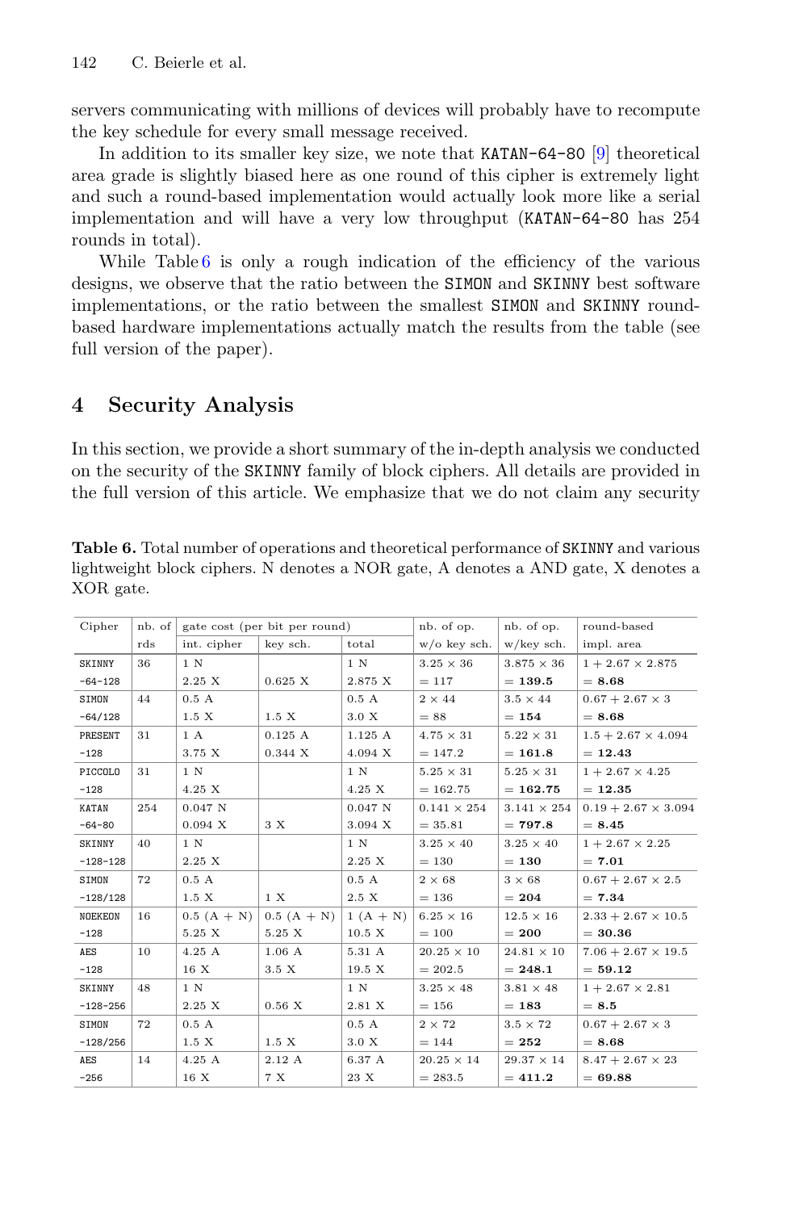servers communicating with millions of devices will probably have to recompute the key schedule for every small message received.

In addition to its smaller key size, we note that KATAN-64-80 [9] theoretical area grade is slightly biased here as one round of this cipher is extremely light and such a round-based implementation would actually look more like a serial implementation and will have a very low throughput (KATAN-64-80 has 254 rounds in total).

While Table 6 is only a rough indication of the efficiency of the various designs, we observe that the ratio between the SIMON and SKINNY best software implementations, or the ratio between the smallest SIMON and SKINNY round-based hardware implementations actually match the results from the table (see full version of the paper).

## 4 Security Analysis

In this section, we provide a short summary of the in-depth analysis we conducted on the security of the SKINNY family of block ciphers. All details are provided in the full version of this article. We emphasize that we do not claim any security

**Table 6.** Total number of operations and theoretical performance of SKINNY and various lightweight block ciphers. N denotes a NOR gate, A denotes a AND gate, X denotes a XOR gate.

| Cipher | nb. of rds | gate cost (per bit per round) int. cipher | key sch. | total | nb. of op. w/o key sch. | nb. of op. w/key sch. | round-based impl. area |
|---|---|---|---|---|---|---|---|
| SKINNY-64-128 | 36 | 1 N<br>2.25 X | <br>0.625 X | 1 N<br>2.875 X | $3.25 \times 36$<br>$= 117$ | $3.875 \times 36$<br>$= \mathbf{139.5}$ | $1 + 2.67 \times 2.875$<br>$= \mathbf{8.68}$ |
| SIMON-64/128 | 44 | 0.5 A<br>1.5 X | <br>1.5 X | 0.5 A<br>3.0 X | $2 \times 44$<br>$= 88$ | $3.5 \times 44$<br>$= \mathbf{154}$ | $0.67 + 2.67 \times 3$<br>$= \mathbf{8.68}$ |
| PRESENT-128 | 31 | 1 A<br>3.75 X | 0.125 A<br>0.344 X | 1.125 A<br>4.094 X | $4.75 \times 31$<br>$= 147.2$ | $5.22 \times 31$<br>$= \mathbf{161.8}$ | $1.5 + 2.67 \times 4.094$<br>$= \mathbf{12.43}$ |
| PICCOLO-128 | 31 | 1 N<br>4.25 X | | 1 N<br>4.25 X | $5.25 \times 31$<br>$= 162.75$ | $5.25 \times 31$<br>$= \mathbf{162.75}$ | $1 + 2.67 \times 4.25$<br>$= \mathbf{12.35}$ |
| KATAN-64-80 | 254 | 0.047 N<br>0.094 X | <br>3 X | 0.047 N<br>3.094 X | $0.141 \times 254$<br>$= 35.81$ | $3.141 \times 254$<br>$= \mathbf{797.8}$ | $0.19 + 2.67 \times 3.094$<br>$= \mathbf{8.45}$ |
| SKINNY-128-128 | 40 | 1 N<br>2.25 X | | 1 N<br>2.25 X | $3.25 \times 40$<br>$= 130$ | $3.25 \times 40$<br>$= \mathbf{130}$ | $1 + 2.67 \times 2.25$<br>$= \mathbf{7.01}$ |
| SIMON-128/128 | 72 | 0.5 A<br>1.5 X | <br>1 X | 0.5 A<br>2.5 X | $2 \times 68$<br>$= 136$ | $3 \times 68$<br>$= \mathbf{204}$ | $0.67 + 2.67 \times 2.5$<br>$= \mathbf{7.34}$ |
| NOEKEON-128 | 16 | 0.5 (A + N)<br>5.25 X | 0.5 (A + N)<br>5.25 X | 1 (A + N)<br>10.5 X | $6.25 \times 16$<br>$= 100$ | $12.5 \times 16$<br>$= \mathbf{200}$ | $2.33 + 2.67 \times 10.5$<br>$= \mathbf{30.36}$ |
| AES-128 | 10 | 4.25 A<br>16 X | 1.06 A<br>3.5 X | 5.31 A<br>19.5 X | $20.25 \times 10$<br>$= 202.5$ | $24.81 \times 10$<br>$= \mathbf{248.1}$ | $7.06 + 2.67 \times 19.5$<br>$= \mathbf{59.12}$ |
| SKINNY-128-256 | 48 | 1 N<br>2.25 X | <br>0.56 X | 1 N<br>2.81 X | $3.25 \times 48$<br>$= 156$ | $3.81 \times 48$<br>$= \mathbf{183}$ | $1 + 2.67 \times 2.81$<br>$= \mathbf{8.5}$ |
| SIMON-128/256 | 72 | 0.5 A<br>1.5 X | <br>1.5 X | 0.5 A<br>3.0 X | $2 \times 72$<br>$= 144$ | $3.5 \times 72$<br>$= \mathbf{252}$ | $0.67 + 2.67 \times 3$<br>$= \mathbf{8.68}$ |
| AES-256 | 14 | 4.25 A<br>16 X | 2.12 A<br>7 X | 6.37 A<br>23 X | $20.25 \times 14$<br>$= 283.5$ | $29.37 \times 14$<br>$= \mathbf{411.2}$ | $8.47 + 2.67 \times 23$<br>$= \mathbf{69.88}$ |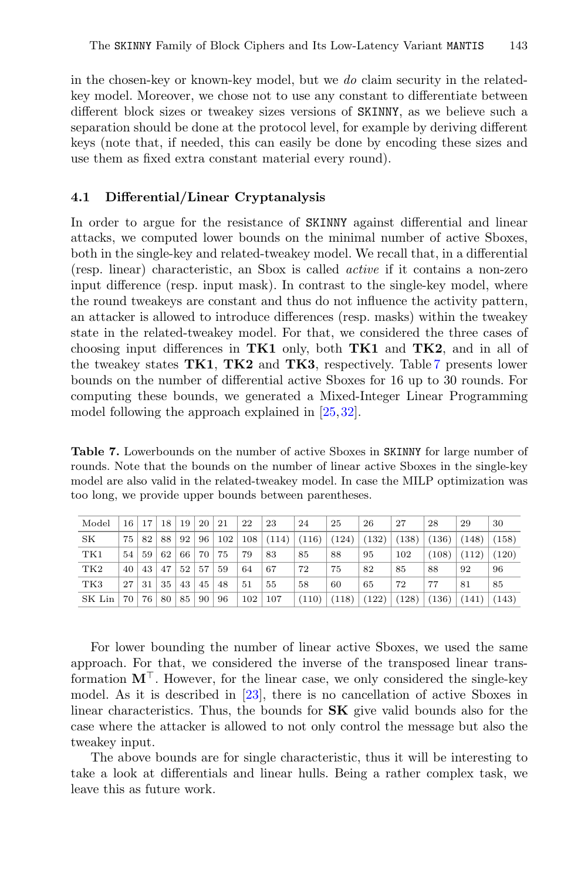in the chosen-key or known-key model, but we *do* claim security in the related-key model. Moreover, we chose not to use any constant to differentiate between different block sizes or tweakey sizes versions of SKINNY, as we believe such a separation should be done at the protocol level, for example by deriving different keys (note that, if needed, this can easily be done by encoding these sizes and use them as fixed extra constant material every round).

### 4.1 Differential/Linear Cryptanalysis

In order to argue for the resistance of SKINNY against differential and linear attacks, we computed lower bounds on the minimal number of active Sboxes, both in the single-key and related-tweakey model. We recall that, in a differential (resp. linear) characteristic, an Sbox is called *active* if it contains a non-zero input difference (resp. input mask). In contrast to the single-key model, where the round tweakeys are constant and thus do not influence the activity pattern, an attacker is allowed to introduce differences (resp. masks) within the tweakey state in the related-tweakey model. For that, we considered the three cases of choosing input differences in **TK1** only, both **TK1** and **TK2**, and in all of the tweakey states **TK1**, **TK2** and **TK3**, respectively. Table 7 presents lower bounds on the number of differential active Sboxes for 16 up to 30 rounds. For computing these bounds, we generated a Mixed-Integer Linear Programming model following the approach explained in [25,32].

**Table 7.** Lowerbounds on the number of active Sboxes in SKINNY for large number of rounds. Note that the bounds on the number of linear active Sboxes in the single-key model are also valid in the related-tweakey model. In case the MILP optimization was too long, we provide upper bounds between parentheses.

| Model | 16 | 17 | 18 | 19 | 20 | 21 | 22 | 23 | 24 | 25 | 26 | 27 | 28 | 29 | 30 |
|---|---|---|---|---|---|---|---|---|---|---|---|---|---|---|---|
| SK | 75 | 82 | 88 | 92 | 96 | 102 | 108 | (114) | (116) | (124) | (132) | (138) | (136) | (148) | (158) |
| TK1 | 54 | 59 | 62 | 66 | 70 | 75 | 79 | 83 | 85 | 88 | 95 | 102 | (108) | (112) | (120) |
| TK2 | 40 | 43 | 47 | 52 | 57 | 59 | 64 | 67 | 72 | 75 | 82 | 85 | 88 | 92 | 96 |
| TK3 | 27 | 31 | 35 | 43 | 45 | 48 | 51 | 55 | 58 | 60 | 65 | 72 | 77 | 81 | 85 |
| SK Lin | 70 | 76 | 80 | 85 | 90 | 96 | 102 | 107 | (110) | (118) | (122) | (128) | (136) | (141) | (143) |

For lower bounding the number of linear active Sboxes, we used the same approach. For that, we considered the inverse of the transposed linear transformation $\mathbf{M}^\top$. However, for the linear case, we only considered the single-key model. As it is described in [23], there is no cancellation of active Sboxes in linear characteristics. Thus, the bounds for **SK** give valid bounds also for the case where the attacker is allowed to not only control the message but also the tweakey input.

The above bounds are for single characteristic, thus it will be interesting to take a look at differentials and linear hulls. Being a rather complex task, we leave this as future work.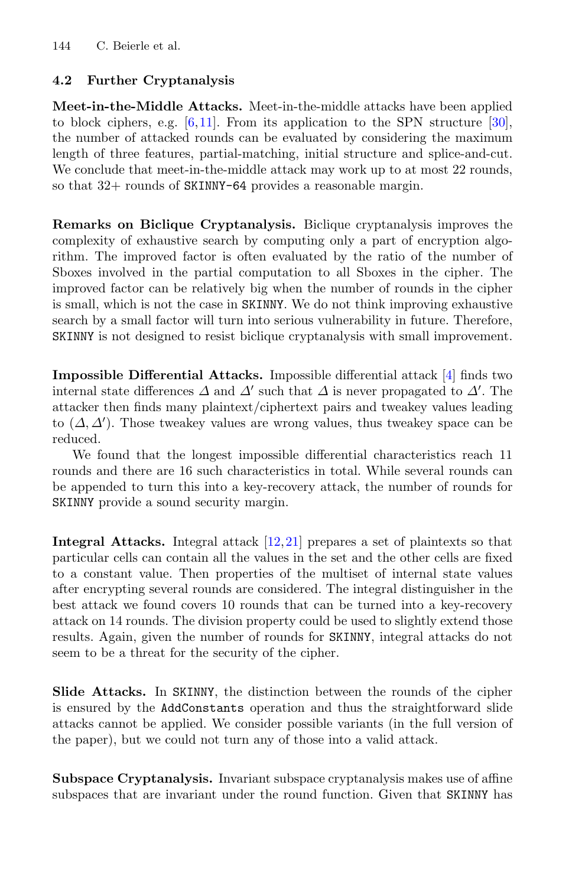### 4.2 Further Cryptanalysis

**Meet-in-the-Middle Attacks.** Meet-in-the-middle attacks have been applied to block ciphers, e.g. [6,11]. From its application to the SPN structure [30], the number of attacked rounds can be evaluated by considering the maximum length of three features, partial-matching, initial structure and splice-and-cut. We conclude that meet-in-the-middle attack may work up to at most 22 rounds, so that 32+ rounds of SKINNY-64 provides a reasonable margin.

**Remarks on Biclique Cryptanalysis.** Biclique cryptanalysis improves the complexity of exhaustive search by computing only a part of encryption algorithm. The improved factor is often evaluated by the ratio of the number of Sboxes involved in the partial computation to all Sboxes in the cipher. The improved factor can be relatively big when the number of rounds in the cipher is small, which is not the case in SKINNY. We do not think improving exhaustive search by a small factor will turn into serious vulnerability in future. Therefore, SKINNY is not designed to resist biclique cryptanalysis with small improvement.

**Impossible Differential Attacks.** Impossible differential attack [4] finds two internal state differences $\Delta$ and $\Delta'$ such that $\Delta$ is never propagated to $\Delta'$. The attacker then finds many plaintext/ciphertext pairs and tweakey values leading to $(\Delta, \Delta')$. Those tweakey values are wrong values, thus tweakey space can be reduced.

We found that the longest impossible differential characteristics reach 11 rounds and there are 16 such characteristics in total. While several rounds can be appended to turn this into a key-recovery attack, the number of rounds for SKINNY provide a sound security margin.

**Integral Attacks.** Integral attack [12,21] prepares a set of plaintexts so that particular cells can contain all the values in the set and the other cells are fixed to a constant value. Then properties of the multiset of internal state values after encrypting several rounds are considered. The integral distinguisher in the best attack we found covers 10 rounds that can be turned into a key-recovery attack on 14 rounds. The division property could be used to slightly extend those results. Again, given the number of rounds for SKINNY, integral attacks do not seem to be a threat for the security of the cipher.

**Slide Attacks.** In SKINNY, the distinction between the rounds of the cipher is ensured by the AddConstants operation and thus the straightforward slide attacks cannot be applied. We consider possible variants (in the full version of the paper), but we could not turn any of those into a valid attack.

**Subspace Cryptanalysis.** Invariant subspace cryptanalysis makes use of affine subspaces that are invariant under the round function. Given that SKINNY has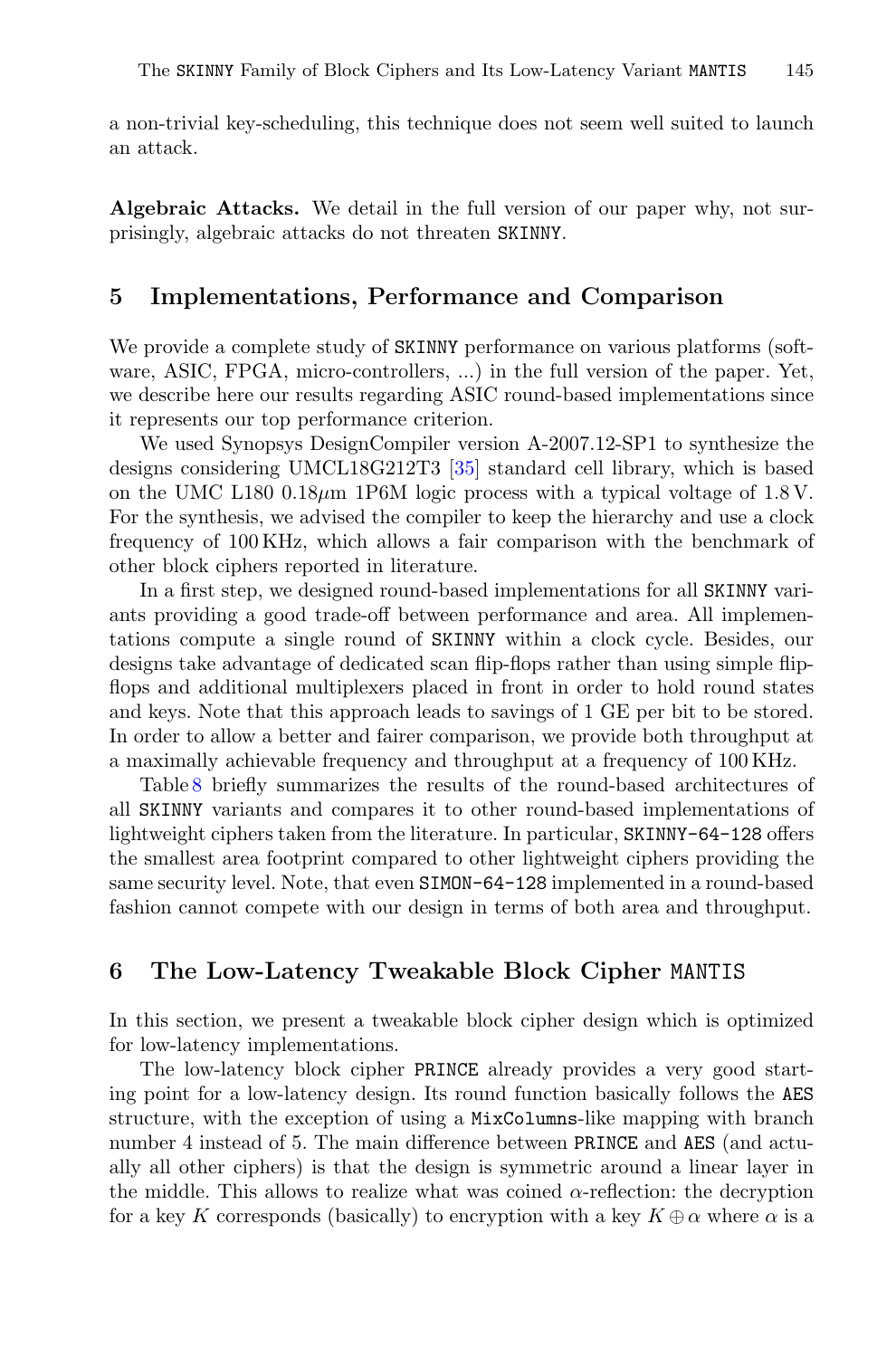a non-trivial key-scheduling, this technique does not seem well suited to launch an attack.

**Algebraic Attacks.** We detail in the full version of our paper why, not surprisingly, algebraic attacks do not threaten SKINNY.

## 5 Implementations, Performance and Comparison

We provide a complete study of SKINNY performance on various platforms (software, ASIC, FPGA, micro-controllers, ...) in the full version of the paper. Yet, we describe here our results regarding ASIC round-based implementations since it represents our top performance criterion.

We used Synopsys DesignCompiler version A-2007.12-SP1 to synthesize the designs considering UMCL18G212T3 [35] standard cell library, which is based on the UMC L180 0.18$\mu$m 1P6M logic process with a typical voltage of 1.8 V. For the synthesis, we advised the compiler to keep the hierarchy and use a clock frequency of 100 KHz, which allows a fair comparison with the benchmark of other block ciphers reported in literature.

In a first step, we designed round-based implementations for all SKINNY variants providing a good trade-off between performance and area. All implementations compute a single round of SKINNY within a clock cycle. Besides, our designs take advantage of dedicated scan flip-flops rather than using simple flip-flops and additional multiplexers placed in front in order to hold round states and keys. Note that this approach leads to savings of 1 GE per bit to be stored. In order to allow a better and fairer comparison, we provide both throughput at a maximally achievable frequency and throughput at a frequency of 100 KHz.

Table 8 briefly summarizes the results of the round-based architectures of all SKINNY variants and compares it to other round-based implementations of lightweight ciphers taken from the literature. In particular, SKINNY-64-128 offers the smallest area footprint compared to other lightweight ciphers providing the same security level. Note, that even SIMON-64-128 implemented in a round-based fashion cannot compete with our design in terms of both area and throughput.

## 6 The Low-Latency Tweakable Block Cipher MANTIS

In this section, we present a tweakable block cipher design which is optimized for low-latency implementations.

The low-latency block cipher PRINCE already provides a very good starting point for a low-latency design. Its round function basically follows the AES structure, with the exception of using a MixColumns-like mapping with branch number 4 instead of 5. The main difference between PRINCE and AES (and actually all other ciphers) is that the design is symmetric around a linear layer in the middle. This allows to realize what was coined $\alpha$-reflection: the decryption for a key $K$ corresponds (basically) to encryption with a key $K \oplus \alpha$ where $\alpha$ is a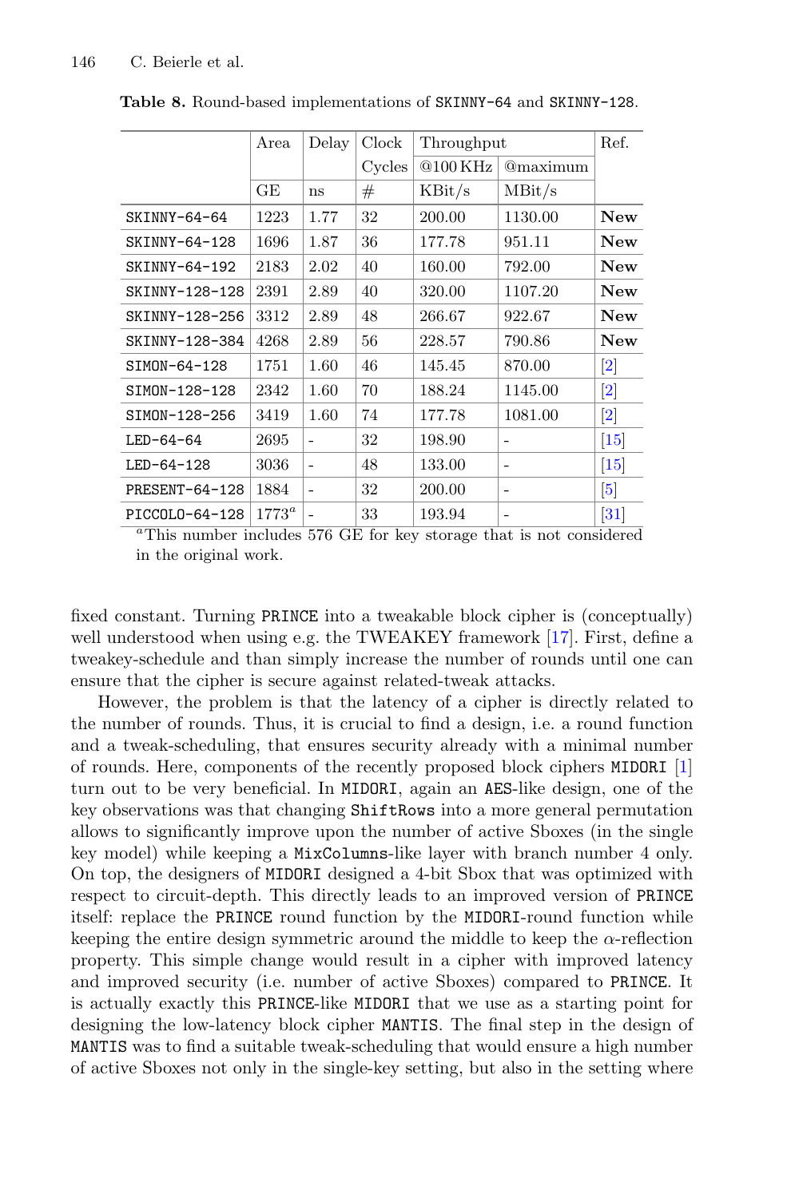**Table 8.** Round-based implementations of SKINNY-64 and SKINNY-128.

| | Area | Delay | Clock Cycles | Throughput | | Ref. |
|---|---|---|---|---|---|---|
| | | | | @100 KHz | @maximum | |
| | GE | ns | # | KBit/s | MBit/s | |
| SKINNY-64-64 | 1223 | 1.77 | 32 | 200.00 | 1130.00 | **New** |
| SKINNY-64-128 | 1696 | 1.87 | 36 | 177.78 | 951.11 | **New** |
| SKINNY-64-192 | 2183 | 2.02 | 40 | 160.00 | 792.00 | **New** |
| SKINNY-128-128 | 2391 | 2.89 | 40 | 320.00 | 1107.20 | **New** |
| SKINNY-128-256 | 3312 | 2.89 | 48 | 266.67 | 922.67 | **New** |
| SKINNY-128-384 | 4268 | 2.89 | 56 | 228.57 | 790.86 | **New** |
| SIMON-64-128 | 1751 | 1.60 | 46 | 145.45 | 870.00 | [2] |
| SIMON-128-128 | 2342 | 1.60 | 70 | 188.24 | 1145.00 | [2] |
| SIMON-128-256 | 3419 | 1.60 | 74 | 177.78 | 1081.00 | [2] |
| LED-64-64 | 2695 | - | 32 | 198.90 | - | [15] |
| LED-64-128 | 3036 | - | 48 | 133.00 | - | [15] |
| PRESENT-64-128 | 1884 | - | 32 | 200.00 | - | [5] |
| PICCOLO-64-128 | 1773[a] | - | 33 | 193.94 | - | [31] |

[a]This number includes 576 GE for key storage that is not considered in the original work.

fixed constant. Turning PRINCE into a tweakable block cipher is (conceptually) well understood when using e.g. the TWEAKEY framework [17]. First, define a tweakey-schedule and than simply increase the number of rounds until one can ensure that the cipher is secure against related-tweak attacks.

However, the problem is that the latency of a cipher is directly related to the number of rounds. Thus, it is crucial to find a design, i.e. a round function and a tweak-scheduling, that ensures security already with a minimal number of rounds. Here, components of the recently proposed block ciphers MIDORI [1] turn out to be very beneficial. In MIDORI, again an AES-like design, one of the key observations was that changing ShiftRows into a more general permutation allows to significantly improve upon the number of active Sboxes (in the single key model) while keeping a MixColumns-like layer with branch number 4 only. On top, the designers of MIDORI designed a 4-bit Sbox that was optimized with respect to circuit-depth. This directly leads to an improved version of PRINCE itself: replace the PRINCE round function by the MIDORI-round function while keeping the entire design symmetric around the middle to keep the $\alpha$-reflection property. This simple change would result in a cipher with improved latency and improved security (i.e. number of active Sboxes) compared to PRINCE. It is actually exactly this PRINCE-like MIDORI that we use as a starting point for designing the low-latency block cipher MANTIS. The final step in the design of MANTIS was to find a suitable tweak-scheduling that would ensure a high number of active Sboxes not only in the single-key setting, but also in the setting where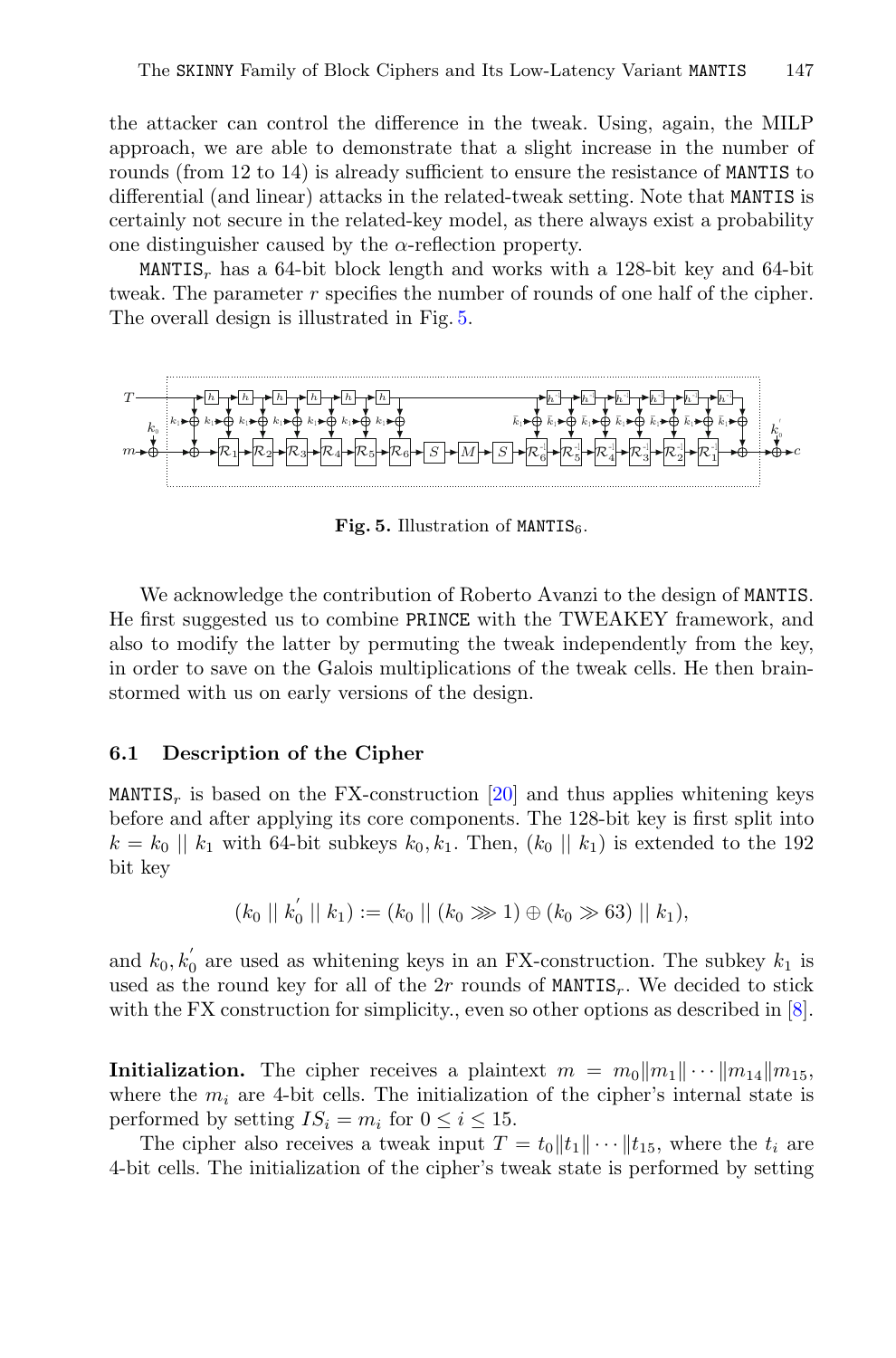the attacker can control the difference in the tweak. Using, again, the MILP approach, we are able to demonstrate that a slight increase in the number of rounds (from 12 to 14) is already sufficient to ensure the resistance of MANTIS to differential (and linear) attacks in the related-tweak setting. Note that MANTIS is certainly not secure in the related-key model, as there always exist a probability one distinguisher caused by the $\alpha$-reflection property.

$\texttt{MANTIS}_r$ has a 64-bit block length and works with a 128-bit key and 64-bit tweak. The parameter $r$ specifies the number of rounds of one half of the cipher. The overall design is illustrated in Fig. 5.

**Fig. 5.** Illustration of $\texttt{MANTIS}_6$.

We acknowledge the contribution of Roberto Avanzi to the design of MANTIS. He first suggested us to combine PRINCE with the TWEAKEY framework, and also to modify the latter by permuting the tweak independently from the key, in order to save on the Galois multiplications of the tweak cells. He then brainstormed with us on early versions of the design.

### 6.1 Description of the Cipher

$\texttt{MANTIS}_r$ is based on the FX-construction [20] and thus applies whitening keys before and after applying its core components. The 128-bit key is first split into $k = k_0 \mid\mid k_1$ with 64-bit subkeys $k_0, k_1$. Then, $(k_0 \mid\mid k_1)$ is extended to the 192 bit key

$$(k_0 \mid\mid k_0^{'} \mid\mid k_1) := (k_0 \mid\mid (k_0 \ggg 1) \oplus (k_0 \gg 63) \mid\mid k_1),$$

and $k_0, k_0^{'}$ are used as whitening keys in an FX-construction. The subkey $k_1$ is used as the round key for all of the $2r$ rounds of $\texttt{MANTIS}_r$. We decided to stick with the FX construction for simplicity., even so other options as described in [8].

**Initialization.** The cipher receives a plaintext $m = m_0 \| m_1 \| \cdots \| m_{14} \| m_{15}$, where the $m_i$ are 4-bit cells. The initialization of the cipher's internal state is performed by setting $IS_i = m_i$ for $0 \leq i \leq 15$.

The cipher also receives a tweak input $T = t_0 \| t_1 \| \cdots \| t_{15}$, where the $t_i$ are 4-bit cells. The initialization of the cipher's tweak state is performed by setting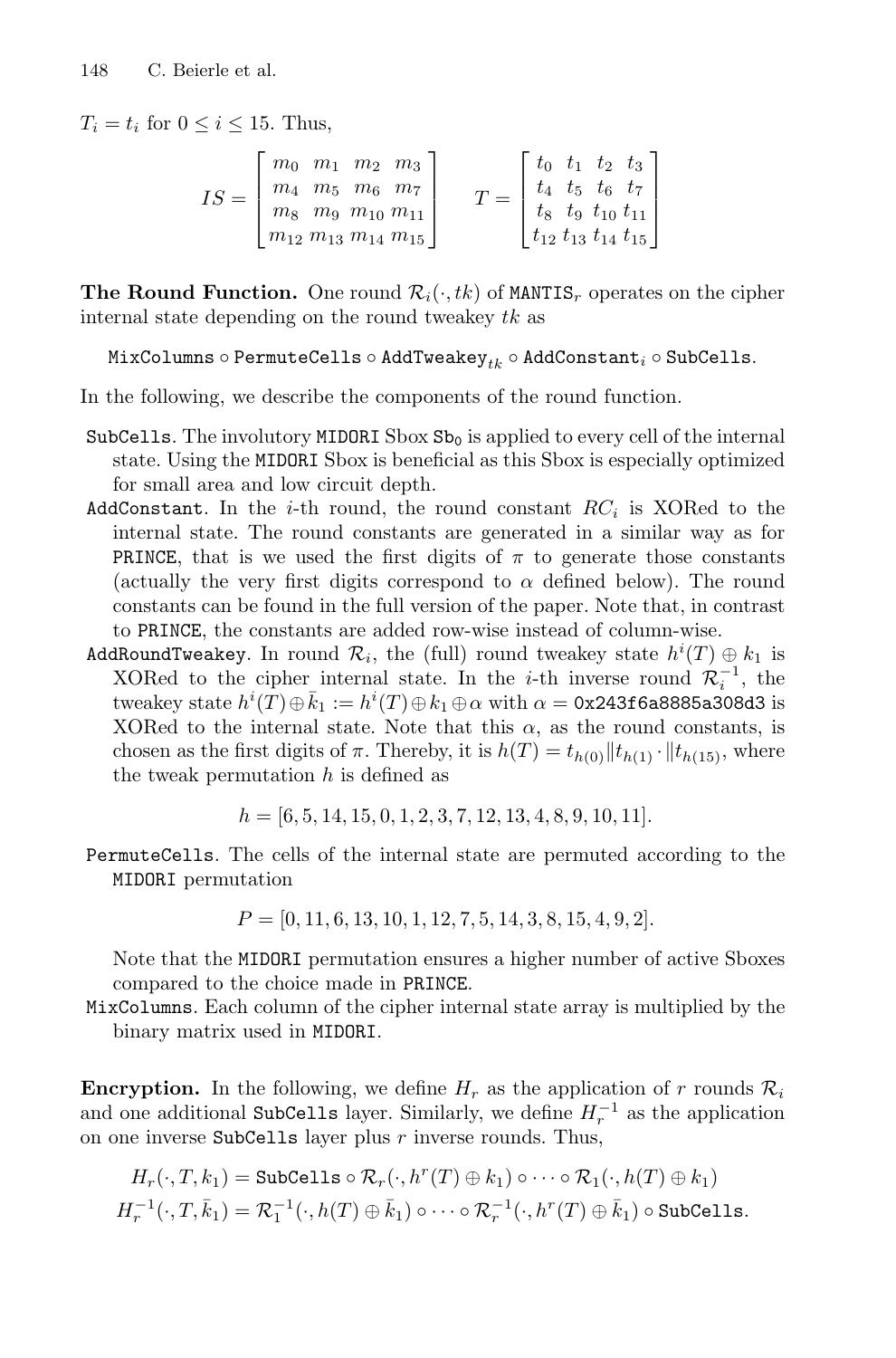$T_i = t_i$ for $0 \leq i \leq 15$. Thus,

$$IS = \begin{bmatrix} m_0 & m_1 & m_2 & m_3 \\ m_4 & m_5 & m_6 & m_7 \\ m_8 & m_9 & m_{10} & m_{11} \\ m_{12} & m_{13} & m_{14} & m_{15} \end{bmatrix} \qquad T = \begin{bmatrix} t_0 & t_1 & t_2 & t_3 \\ t_4 & t_5 & t_6 & t_7 \\ t_8 & t_9 & t_{10} & t_{11} \\ t_{12} & t_{13} & t_{14} & t_{15} \end{bmatrix}$$

**The Round Function.** One round $\mathcal{R}_i(\cdot, tk)$ of $\texttt{MANTIS}_r$ operates on the cipher internal state depending on the round tweakey $tk$ as

$$\texttt{MixColumns} \circ \texttt{PermuteCells} \circ \texttt{AddTweakey}_{tk} \circ \texttt{AddConstant}_i \circ \texttt{SubCells}.$$

In the following, we describe the components of the round function.

- `SubCells`. The involutory `MIDORI` Sbox $\texttt{Sb}_0$ is applied to every cell of the internal state. Using the `MIDORI` Sbox is beneficial as this Sbox is especially optimized for small area and low circuit depth.
- `AddConstant`. In the $i$-th round, the round constant $RC_i$ is XORed to the internal state. The round constants are generated in a similar way as for `PRINCE`, that is we used the first digits of $\pi$ to generate those constants (actually the very first digits correspond to $\alpha$ defined below). The round constants can be found in the full version of the paper. Note that, in contrast to `PRINCE`, the constants are added row-wise instead of column-wise.
- `AddRoundTweakey`. In round $\mathcal{R}_i$, the (full) round tweakey state $h^i(T) \oplus k_1$ is XORed to the cipher internal state. In the $i$-th inverse round $\mathcal{R}_i^{-1}$, the tweakey state $h^i(T) \oplus \bar{k}_1 := h^i(T) \oplus k_1 \oplus \alpha$ with $\alpha = \texttt{0x243f6a8885a308d3}$ is XORed to the internal state. Note that this $\alpha$, as the round constants, is chosen as the first digits of $\pi$. Thereby, it is $h(T) = t_{h(0)} \| t_{h(1)} \cdot \| t_{h(15)}$, where the tweak permutation $h$ is defined as

$$h = [6, 5, 14, 15, 0, 1, 2, 3, 7, 12, 13, 4, 8, 9, 10, 11].$$

- `PermuteCells`. The cells of the internal state are permuted according to the `MIDORI` permutation

$$P = [0, 11, 6, 13, 10, 1, 12, 7, 5, 14, 3, 8, 15, 4, 9, 2].$$

  Note that the `MIDORI` permutation ensures a higher number of active Sboxes compared to the choice made in `PRINCE`.
- `MixColumns`. Each column of the cipher internal state array is multiplied by the binary matrix used in `MIDORI`.

**Encryption.** In the following, we define $H_r$ as the application of $r$ rounds $\mathcal{R}_i$ and one additional `SubCells` layer. Similarly, we define $H_r^{-1}$ as the application on one inverse `SubCells` layer plus $r$ inverse rounds. Thus,

$$H_r(\cdot, T, k_1) = \texttt{SubCells} \circ \mathcal{R}_r(\cdot, h^r(T) \oplus k_1) \circ \cdots \circ \mathcal{R}_1(\cdot, h(T) \oplus k_1)$$
$$H_r^{-1}(\cdot, T, \bar{k}_1) = \mathcal{R}_1^{-1}(\cdot, h(T) \oplus \bar{k}_1) \circ \cdots \circ \mathcal{R}_r^{-1}(\cdot, h^r(T) \oplus \bar{k}_1) \circ \texttt{SubCells}.$$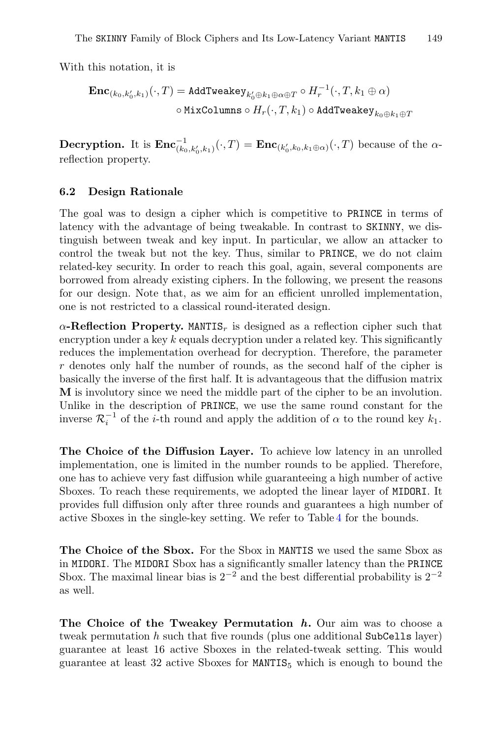With this notation, it is

$$\mathbf{Enc}_{(k_0,k_0',k_1)}(\cdot,T) = \texttt{AddTweakey}_{k_0' \oplus k_1 \oplus \alpha \oplus T} \circ H_r^{-1}(\cdot,T,k_1 \oplus \alpha) \circ \texttt{MixColumns} \circ H_r(\cdot,T,k_1) \circ \texttt{AddTweakey}_{k_0 \oplus k_1 \oplus T}$$

**Decryption.** It is $\mathbf{Enc}^{-1}_{(k_0,k_0',k_1)}(\cdot,T) = \mathbf{Enc}_{(k_0',k_0,k_1\oplus\alpha)}(\cdot,T)$ because of the $\alpha$-reflection property.

### 6.2 Design Rationale

The goal was to design a cipher which is competitive to PRINCE in terms of latency with the advantage of being tweakable. In contrast to SKINNY, we distinguish between tweak and key input. In particular, we allow an attacker to control the tweak but not the key. Thus, similar to PRINCE, we do not claim related-key security. In order to reach this goal, again, several components are borrowed from already existing ciphers. In the following, we present the reasons for our design. Note that, as we aim for an efficient unrolled implementation, one is not restricted to a classical round-iterated design.

**$\alpha$-Reflection Property.** $\texttt{MANTIS}_r$ is designed as a reflection cipher such that encryption under a key $k$ equals decryption under a related key. This significantly reduces the implementation overhead for decryption. Therefore, the parameter $r$ denotes only half the number of rounds, as the second half of the cipher is basically the inverse of the first half. It is advantageous that the diffusion matrix $\mathbf{M}$ is involutory since we need the middle part of the cipher to be an involution. Unlike in the description of PRINCE, we use the same round constant for the inverse $\mathcal{R}_i^{-1}$ of the $i$-th round and apply the addition of $\alpha$ to the round key $k_1$.

**The Choice of the Diffusion Layer.** To achieve low latency in an unrolled implementation, one is limited in the number rounds to be applied. Therefore, one has to achieve very fast diffusion while guaranteeing a high number of active Sboxes. To reach these requirements, we adopted the linear layer of MIDORI. It provides full diffusion only after three rounds and guarantees a high number of active Sboxes in the single-key setting. We refer to Table 4 for the bounds.

**The Choice of the Sbox.** For the Sbox in MANTIS we used the same Sbox as in MIDORI. The MIDORI Sbox has a significantly smaller latency than the PRINCE Sbox. The maximal linear bias is $2^{-2}$ and the best differential probability is $2^{-2}$ as well.

**The Choice of the Tweakey Permutation *h*.** Our aim was to choose a tweak permutation $h$ such that five rounds (plus one additional SubCells layer) guarantee at least 16 active Sboxes in the related-tweak setting. This would guarantee at least 32 active Sboxes for $\texttt{MANTIS}_5$ which is enough to bound the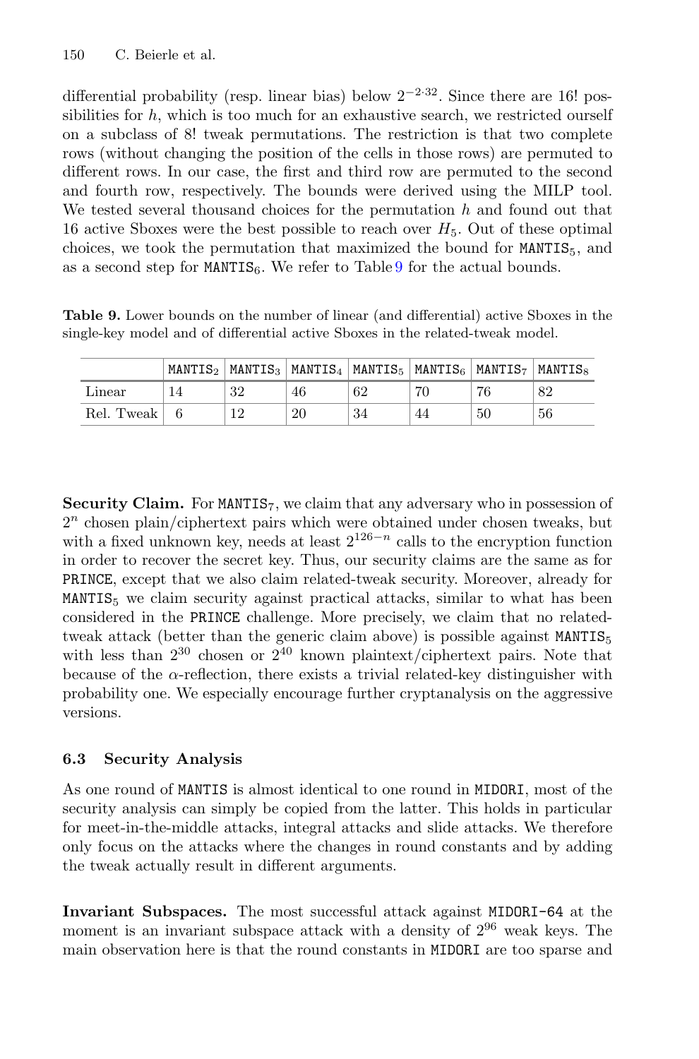differential probability (resp. linear bias) below $2^{-2\cdot32}$. Since there are 16! possibilities for $h$, which is too much for an exhaustive search, we restricted ourself on a subclass of 8! tweak permutations. The restriction is that two complete rows (without changing the position of the cells in those rows) are permuted to different rows. In our case, the first and third row are permuted to the second and fourth row, respectively. The bounds were derived using the MILP tool. We tested several thousand choices for the permutation $h$ and found out that 16 active Sboxes were the best possible to reach over $H_5$. Out of these optimal choices, we took the permutation that maximized the bound for $\texttt{MANTIS}_5$, and as a second step for $\texttt{MANTIS}_6$. We refer to Table 9 for the actual bounds.

**Table 9.** Lower bounds on the number of linear (and differential) active Sboxes in the single-key model and of differential active Sboxes in the related-tweak model.

| | $\texttt{MANTIS}_2$ | $\texttt{MANTIS}_3$ | $\texttt{MANTIS}_4$ | $\texttt{MANTIS}_5$ | $\texttt{MANTIS}_6$ | $\texttt{MANTIS}_7$ | $\texttt{MANTIS}_8$ |
|---|---|---|---|---|---|---|---|
| Linear | 14 | 32 | 46 | 62 | 70 | 76 | 82 |
| Rel. Tweak | 6 | 12 | 20 | 34 | 44 | 50 | 56 |

**Security Claim.** For $\texttt{MANTIS}_7$, we claim that any adversary who in possession of $2^n$ chosen plain/ciphertext pairs which were obtained under chosen tweaks, but with a fixed unknown key, needs at least $2^{126-n}$ calls to the encryption function in order to recover the secret key. Thus, our security claims are the same as for PRINCE, except that we also claim related-tweak security. Moreover, already for $\texttt{MANTIS}_5$ we claim security against practical attacks, similar to what has been considered in the PRINCE challenge. More precisely, we claim that no related-tweak attack (better than the generic claim above) is possible against $\texttt{MANTIS}_5$ with less than $2^{30}$ chosen or $2^{40}$ known plaintext/ciphertext pairs. Note that because of the $\alpha$-reflection, there exists a trivial related-key distinguisher with probability one. We especially encourage further cryptanalysis on the aggressive versions.

### 6.3 Security Analysis

As one round of MANTIS is almost identical to one round in MIDORI, most of the security analysis can simply be copied from the latter. This holds in particular for meet-in-the-middle attacks, integral attacks and slide attacks. We therefore only focus on the attacks where the changes in round constants and by adding the tweak actually result in different arguments.

**Invariant Subspaces.** The most successful attack against MIDORI-64 at the moment is an invariant subspace attack with a density of $2^{96}$ weak keys. The main observation here is that the round constants in MIDORI are too sparse and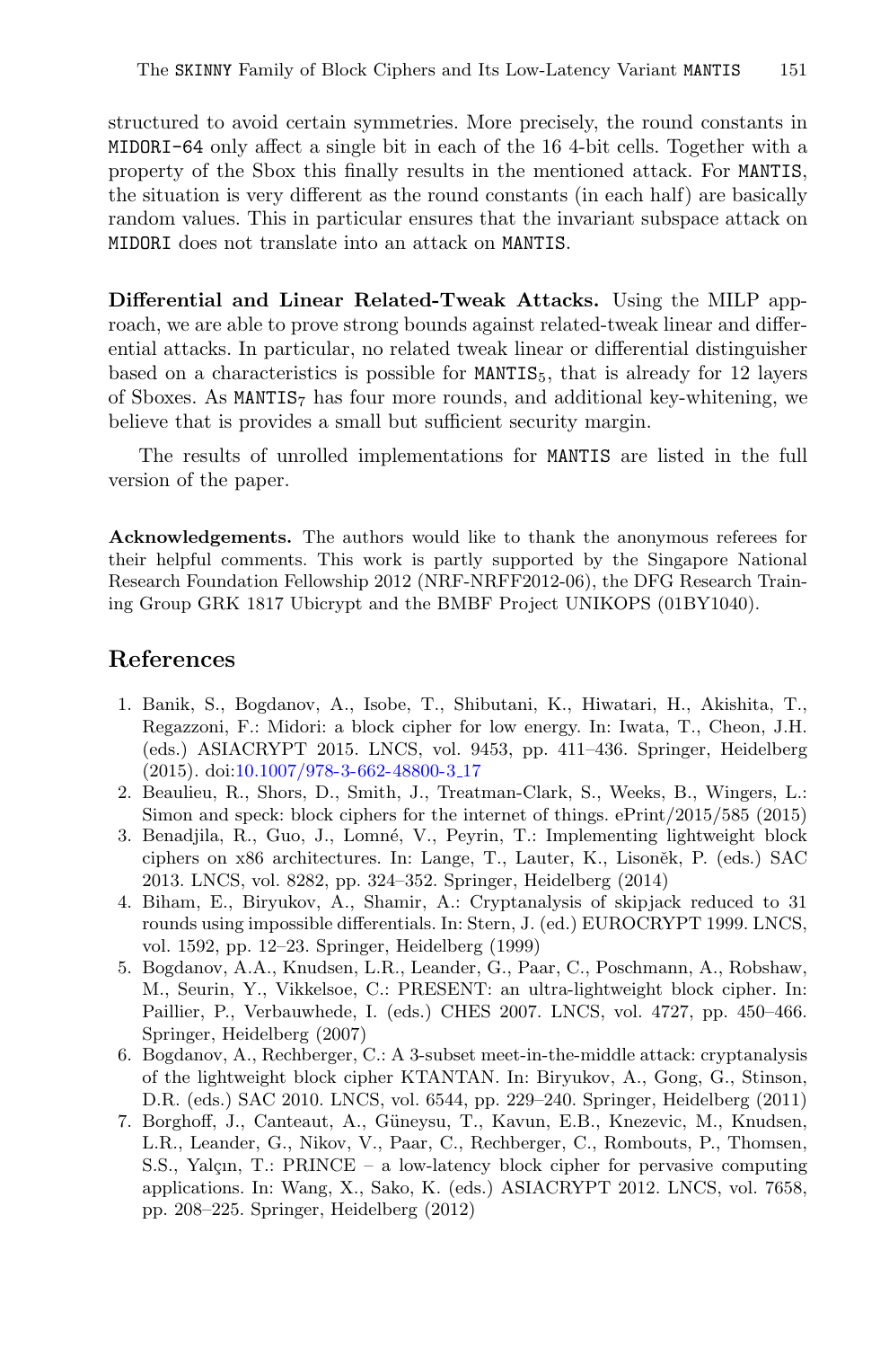structured to avoid certain symmetries. More precisely, the round constants in MIDORI-64 only affect a single bit in each of the 16 4-bit cells. Together with a property of the Sbox this finally results in the mentioned attack. For MANTIS, the situation is very different as the round constants (in each half) are basically random values. This in particular ensures that the invariant subspace attack on MIDORI does not translate into an attack on MANTIS.

**Differential and Linear Related-Tweak Attacks.** Using the MILP approach, we are able to prove strong bounds against related-tweak linear and differential attacks. In particular, no related tweak linear or differential distinguisher based on a characteristics is possible for $\texttt{MANTIS}_5$, that is already for 12 layers of Sboxes. As $\texttt{MANTIS}_7$ has four more rounds, and additional key-whitening, we believe that is provides a small but sufficient security margin.

The results of unrolled implementations for MANTIS are listed in the full version of the paper.

**Acknowledgements.** The authors would like to thank the anonymous referees for their helpful comments. This work is partly supported by the Singapore National Research Foundation Fellowship 2012 (NRF-NRFF2012-06), the DFG Research Training Group GRK 1817 Ubicrypt and the BMBF Project UNIKOPS (01BY1040).

## References

1. Banik, S., Bogdanov, A., Isobe, T., Shibutani, K., Hiwatari, H., Akishita, T., Regazzoni, F.: Midori: a block cipher for low energy. In: Iwata, T., Cheon, J.H. (eds.) ASIACRYPT 2015. LNCS, vol. 9453, pp. 411–436. Springer, Heidelberg (2015). doi:10.1007/978-3-662-48800-3_17
2. Beaulieu, R., Shors, D., Smith, J., Treatman-Clark, S., Weeks, B., Wingers, L.: Simon and speck: block ciphers for the internet of things. ePrint/2015/585 (2015)
3. Benadjila, R., Guo, J., Lomné, V., Peyrin, T.: Implementing lightweight block ciphers on x86 architectures. In: Lange, T., Lauter, K., Lisoněk, P. (eds.) SAC 2013. LNCS, vol. 8282, pp. 324–352. Springer, Heidelberg (2014)
4. Biham, E., Biryukov, A., Shamir, A.: Cryptanalysis of skipjack reduced to 31 rounds using impossible differentials. In: Stern, J. (ed.) EUROCRYPT 1999. LNCS, vol. 1592, pp. 12–23. Springer, Heidelberg (1999)
5. Bogdanov, A.A., Knudsen, L.R., Leander, G., Paar, C., Poschmann, A., Robshaw, M., Seurin, Y., Vikkelsoe, C.: PRESENT: an ultra-lightweight block cipher. In: Paillier, P., Verbauwhede, I. (eds.) CHES 2007. LNCS, vol. 4727, pp. 450–466. Springer, Heidelberg (2007)
6. Bogdanov, A., Rechberger, C.: A 3-subset meet-in-the-middle attack: cryptanalysis of the lightweight block cipher KTANTAN. In: Biryukov, A., Gong, G., Stinson, D.R. (eds.) SAC 2010. LNCS, vol. 6544, pp. 229–240. Springer, Heidelberg (2011)
7. Borghoff, J., Canteaut, A., Güneysu, T., Kavun, E.B., Knezevic, M., Knudsen, L.R., Leander, G., Nikov, V., Paar, C., Rechberger, C., Rombouts, P., Thomsen, S.S., Yalçın, T.: PRINCE – a low-latency block cipher for pervasive computing applications. In: Wang, X., Sako, K. (eds.) ASIACRYPT 2012. LNCS, vol. 7658, pp. 208–225. Springer, Heidelberg (2012)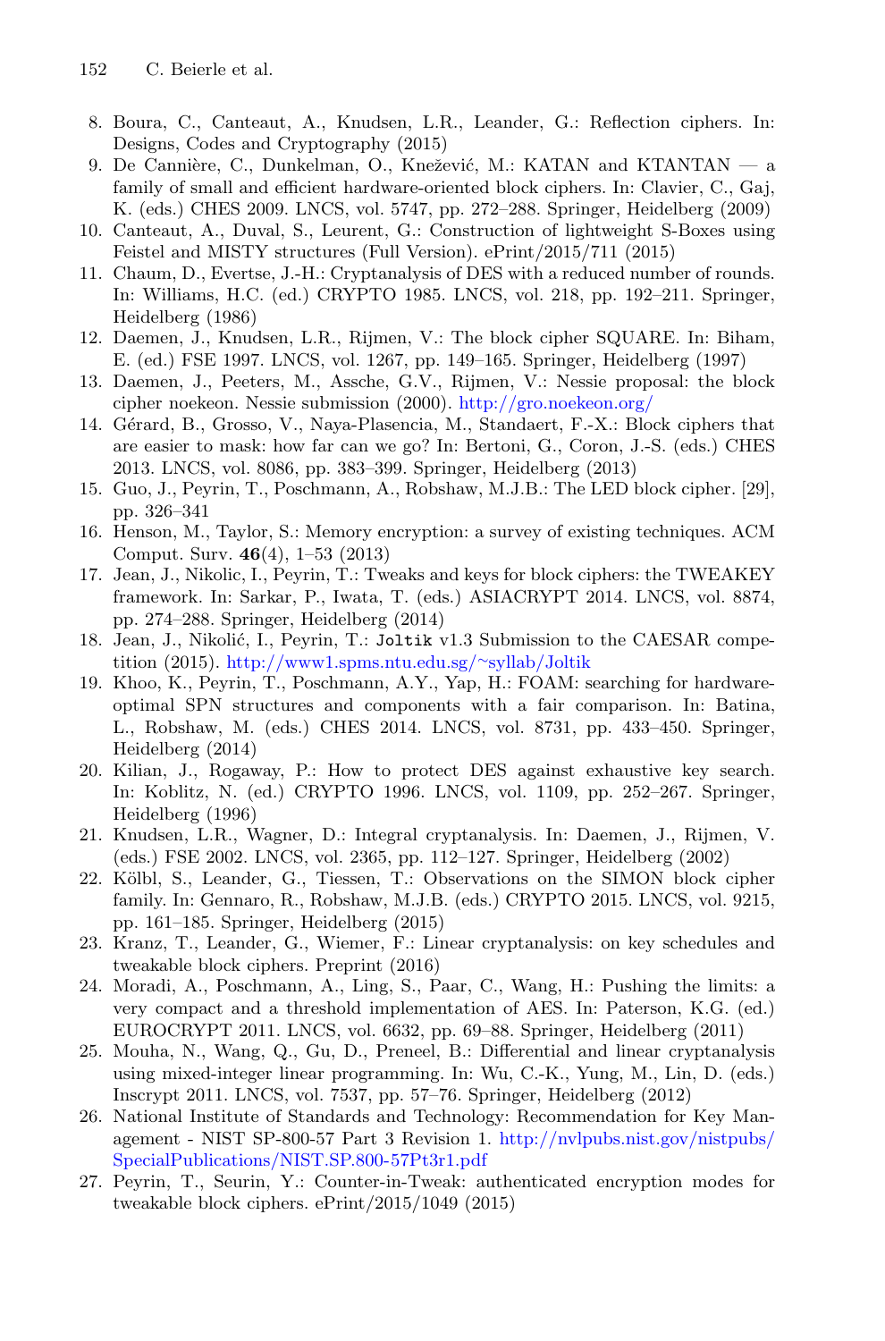8. Boura, C., Canteaut, A., Knudsen, L.R., Leander, G.: Reflection ciphers. In: Designs, Codes and Cryptography (2015)
9. De Cannière, C., Dunkelman, O., Knežević, M.: KATAN and KTANTAN — a family of small and efficient hardware-oriented block ciphers. In: Clavier, C., Gaj, K. (eds.) CHES 2009. LNCS, vol. 5747, pp. 272–288. Springer, Heidelberg (2009)
10. Canteaut, A., Duval, S., Leurent, G.: Construction of lightweight S-Boxes using Feistel and MISTY structures (Full Version). ePrint/2015/711 (2015)
11. Chaum, D., Evertse, J.-H.: Cryptanalysis of DES with a reduced number of rounds. In: Williams, H.C. (ed.) CRYPTO 1985. LNCS, vol. 218, pp. 192–211. Springer, Heidelberg (1986)
12. Daemen, J., Knudsen, L.R., Rijmen, V.: The block cipher SQUARE. In: Biham, E. (ed.) FSE 1997. LNCS, vol. 1267, pp. 149–165. Springer, Heidelberg (1997)
13. Daemen, J., Peeters, M., Assche, G.V., Rijmen, V.: Nessie proposal: the block cipher noekeon. Nessie submission (2000). http://gro.noekeon.org/
14. Gérard, B., Grosso, V., Naya-Plasencia, M., Standaert, F.-X.: Block ciphers that are easier to mask: how far can we go? In: Bertoni, G., Coron, J.-S. (eds.) CHES 2013. LNCS, vol. 8086, pp. 383–399. Springer, Heidelberg (2013)
15. Guo, J., Peyrin, T., Poschmann, A., Robshaw, M.J.B.: The LED block cipher. [29], pp. 326–341
16. Henson, M., Taylor, S.: Memory encryption: a survey of existing techniques. ACM Comput. Surv. **46**(4), 1–53 (2013)
17. Jean, J., Nikolic, I., Peyrin, T.: Tweaks and keys for block ciphers: the TWEAKEY framework. In: Sarkar, P., Iwata, T. (eds.) ASIACRYPT 2014. LNCS, vol. 8874, pp. 274–288. Springer, Heidelberg (2014)
18. Jean, J., Nikolić, I., Peyrin, T.: `Joltik` v1.3 Submission to the CAESAR competition (2015). http://www1.spms.ntu.edu.sg/~syllab/Joltik
19. Khoo, K., Peyrin, T., Poschmann, A.Y., Yap, H.: FOAM: searching for hardware-optimal SPN structures and components with a fair comparison. In: Batina, L., Robshaw, M. (eds.) CHES 2014. LNCS, vol. 8731, pp. 433–450. Springer, Heidelberg (2014)
20. Kilian, J., Rogaway, P.: How to protect DES against exhaustive key search. In: Koblitz, N. (ed.) CRYPTO 1996. LNCS, vol. 1109, pp. 252–267. Springer, Heidelberg (1996)
21. Knudsen, L.R., Wagner, D.: Integral cryptanalysis. In: Daemen, J., Rijmen, V. (eds.) FSE 2002. LNCS, vol. 2365, pp. 112–127. Springer, Heidelberg (2002)
22. Kölbl, S., Leander, G., Tiessen, T.: Observations on the SIMON block cipher family. In: Gennaro, R., Robshaw, M.J.B. (eds.) CRYPTO 2015. LNCS, vol. 9215, pp. 161–185. Springer, Heidelberg (2015)
23. Kranz, T., Leander, G., Wiemer, F.: Linear cryptanalysis: on key schedules and tweakable block ciphers. Preprint (2016)
24. Moradi, A., Poschmann, A., Ling, S., Paar, C., Wang, H.: Pushing the limits: a very compact and a threshold implementation of AES. In: Paterson, K.G. (ed.) EUROCRYPT 2011. LNCS, vol. 6632, pp. 69–88. Springer, Heidelberg (2011)
25. Mouha, N., Wang, Q., Gu, D., Preneel, B.: Differential and linear cryptanalysis using mixed-integer linear programming. In: Wu, C.-K., Yung, M., Lin, D. (eds.) Inscrypt 2011. LNCS, vol. 7537, pp. 57–76. Springer, Heidelberg (2012)
26. National Institute of Standards and Technology: Recommendation for Key Management - NIST SP-800-57 Part 3 Revision 1. http://nvlpubs.nist.gov/nistpubs/SpecialPublications/NIST.SP.800-57Pt3r1.pdf
27. Peyrin, T., Seurin, Y.: Counter-in-Tweak: authenticated encryption modes for tweakable block ciphers. ePrint/2015/1049 (2015)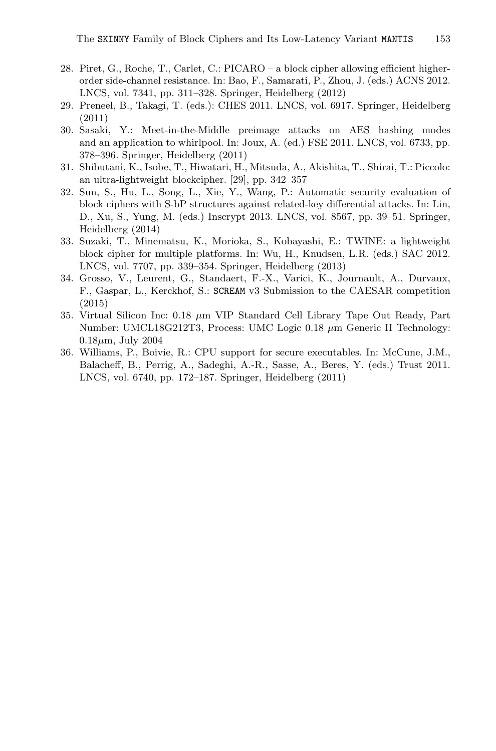28. Piret, G., Roche, T., Carlet, C.: PICARO – a block cipher allowing efficient higher-order side-channel resistance. In: Bao, F., Samarati, P., Zhou, J. (eds.) ACNS 2012. LNCS, vol. 7341, pp. 311–328. Springer, Heidelberg (2012)
29. Preneel, B., Takagi, T. (eds.): CHES 2011. LNCS, vol. 6917. Springer, Heidelberg (2011)
30. Sasaki, Y.: Meet-in-the-Middle preimage attacks on AES hashing modes and an application to whirlpool. In: Joux, A. (ed.) FSE 2011. LNCS, vol. 6733, pp. 378–396. Springer, Heidelberg (2011)
31. Shibutani, K., Isobe, T., Hiwatari, H., Mitsuda, A., Akishita, T., Shirai, T.: Piccolo: an ultra-lightweight blockcipher. [29], pp. 342–357
32. Sun, S., Hu, L., Song, L., Xie, Y., Wang, P.: Automatic security evaluation of block ciphers with S-bP structures against related-key differential attacks. In: Lin, D., Xu, S., Yung, M. (eds.) Inscrypt 2013. LNCS, vol. 8567, pp. 39–51. Springer, Heidelberg (2014)
33. Suzaki, T., Minematsu, K., Morioka, S., Kobayashi, E.: TWINE: a lightweight block cipher for multiple platforms. In: Wu, H., Knudsen, L.R. (eds.) SAC 2012. LNCS, vol. 7707, pp. 339–354. Springer, Heidelberg (2013)
34. Grosso, V., Leurent, G., Standaert, F.-X., Varici, K., Journault, A., Durvaux, F., Gaspar, L., Kerckhof, S.: SCREAM v3 Submission to the CAESAR competition (2015)
35. Virtual Silicon Inc: 0.18 $\mu$m VIP Standard Cell Library Tape Out Ready, Part Number: UMCL18G212T3, Process: UMC Logic 0.18 $\mu$m Generic II Technology: 0.18$\mu$m, July 2004
36. Williams, P., Boivie, R.: CPU support for secure executables. In: McCune, J.M., Balacheff, B., Perrig, A., Sadeghi, A.-R., Sasse, A., Beres, Y. (eds.) Trust 2011. LNCS, vol. 6740, pp. 172–187. Springer, Heidelberg (2011)